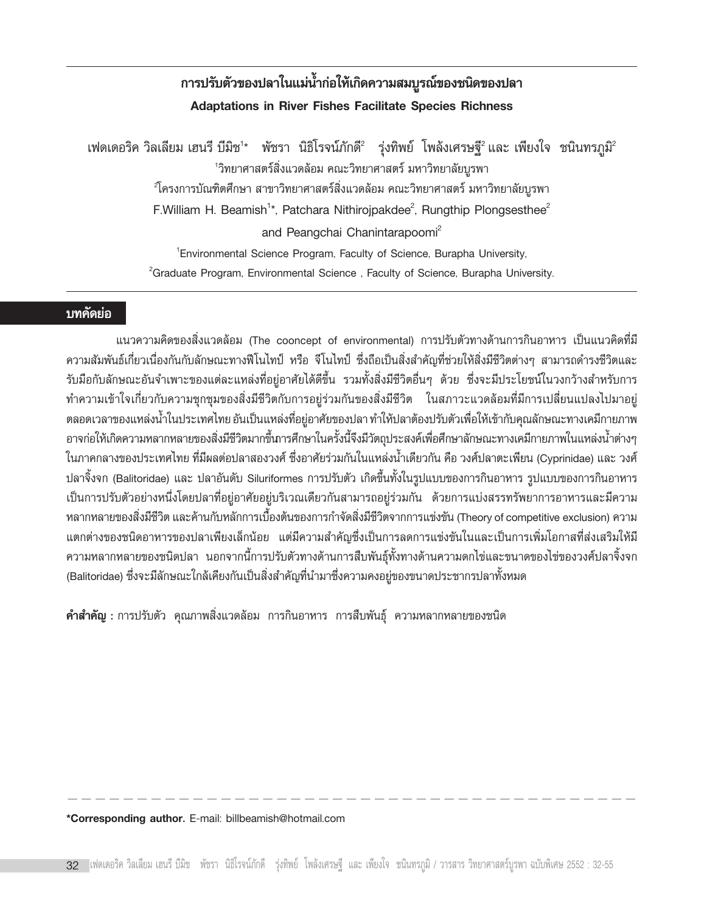# การปรับตัวของปลาในแม่น้ำก่อให้เกิดความสมบูรณ์ของชนิดของปลา

## Adaptations in River Fishes Facilitate Species Richness

เฟดเดอริค วิลเลียม เฮนรี บีมิช[1]* พัชรา นิธิโรจน์ภักดี[2] รุ่งทิพย์ โพลังเศรษฐี[2] และ เพียงใจ ชนินทรภูมิ[2]

[1]วิทยาศาสตร์สิ่งแวดล้อม คณะวิทยาศาสตร์ มหาวิทยาลัยบูรพา

[2]โครงการบัณฑิตศึกษา สาขาวิทยาศาสตร์สิ่งแวดล้อม คณะวิทยาศาสตร์ มหาวิทยาลัยบูรพา

F.William H. Beamish[1]*, Patchara Nithirojpakdee[2], Rungthip Plongsesthee[2] and Peangchai Chanintarapoomi[2]

[1]Environmental Science Program, Faculty of Science, Burapha University,

[2]Graduate Program, Environmental Science , Faculty of Science, Burapha University.

## บทคัดย่อ

แนวความคิดของสิ่งแวดล้อม (The cooncept of environmental) การปรับตัวทางด้านการกินอาหาร เป็นแนวคิดที่มีความสัมพันธ์เกี่ยวเนื่องกันกับลักษณะทางฟีโนไทป์ หรือ จีโนไทป์ ซึ่งถือเป็นสิ่งสำคัญที่ช่วยให้สิ่งมีชีวิตต่างๆ สามารถดำรงชีวิตและรับมือกับลักษณะอันจำเพาะของแต่ละแหล่งที่อยู่อาศัยได้ดีขึ้น รวมทั้งสิ่งมีชีวิตอื่นๆ ด้วย ซึ่งจะมีประโยชน์ในวงกว้างสำหรับการทำความเข้าใจเกี่ยวกับความชุกชุมของสิ่งมีชีวิตกับการอยู่ร่วมกันของสิ่งมีชีวิต ในสภาวะแวดล้อมที่มีการเปลี่ยนแปลงไปมาอยู่ตลอดเวลาของแหล่งน้ำในประเทศไทย อันเป็นแหล่งที่อยู่อาศัยของปลา ทำให้ปลาต้องปรับตัวเพื่อให้เข้ากับคุณลักษณะทางเคมีกายภาพ อาจก่อให้เกิดความหลากหลายของสิ่งมีชีวิตมากขึ้นการศึกษาในครั้งนี้จึงมีวัตถุประสงค์เพื่อศึกษาลักษณะทางเคมีกายภาพในแหล่งน้ำต่างๆ ในภาคกลางของประเทศไทย ที่มีผลต่อปลาสองวงศ์ ซึ่งอาศัยร่วมกันในแหล่งน้ำเดียวกัน คือ วงศ์ปลาตะเพียน (Cyprinidae) และ วงศ์ปลาจิ้งจก (Balitoridae) และ ปลาอันดับ Siluriformes การปรับตัว เกิดขึ้นทั้งในรูปแบบของการกินอาหาร รูปแบบของการกินอาหารเป็นการปรับตัวอย่างหนึ่งโดยปลาที่อยู่อาศัยอยู่บริเวณเดียวกันสามารถอยู่ร่วมกัน ด้วยการแบ่งสรรทรัพยาการอาหารและมีความหลากหลายของสิ่งมีชีวิต และค้านกับหลักการเบื้องต้นของการกำจัดสิ่งมีชีวิตจากการแข่งขัน (Theory of competitive exclusion) ความแตกต่างของชนิดอาหารของปลาเพียงเล็กน้อย แต่มีความสำคัญซึ่งเป็นการลดการแข่งขันในและเป็นการเพิ่มโอกาสที่ส่งเสริมให้มีความหลากหลายของชนิดปลา นอกจากนี้การปรับตัวทางด้านการสืบพันธุ์ทั้งทางด้านความดกไข่และขนาดของไข่ของวงศ์ปลาจิ้งจก (Balitoridae) ซึ่งจะมีลักษณะใกล้เคียงกันเป็นสิ่งสำคัญที่นำมาซึ่งความคงอยู่ของขนาดประชากรปลาทั้งหมด

**คำสำคัญ :** การปรับตัว คุณภาพสิ่งแวดล้อม การกินอาหาร การสืบพันธุ์ ความหลากหลายของชนิด

**\*Corresponding author.** E-mail: billbeamish@hotmail.com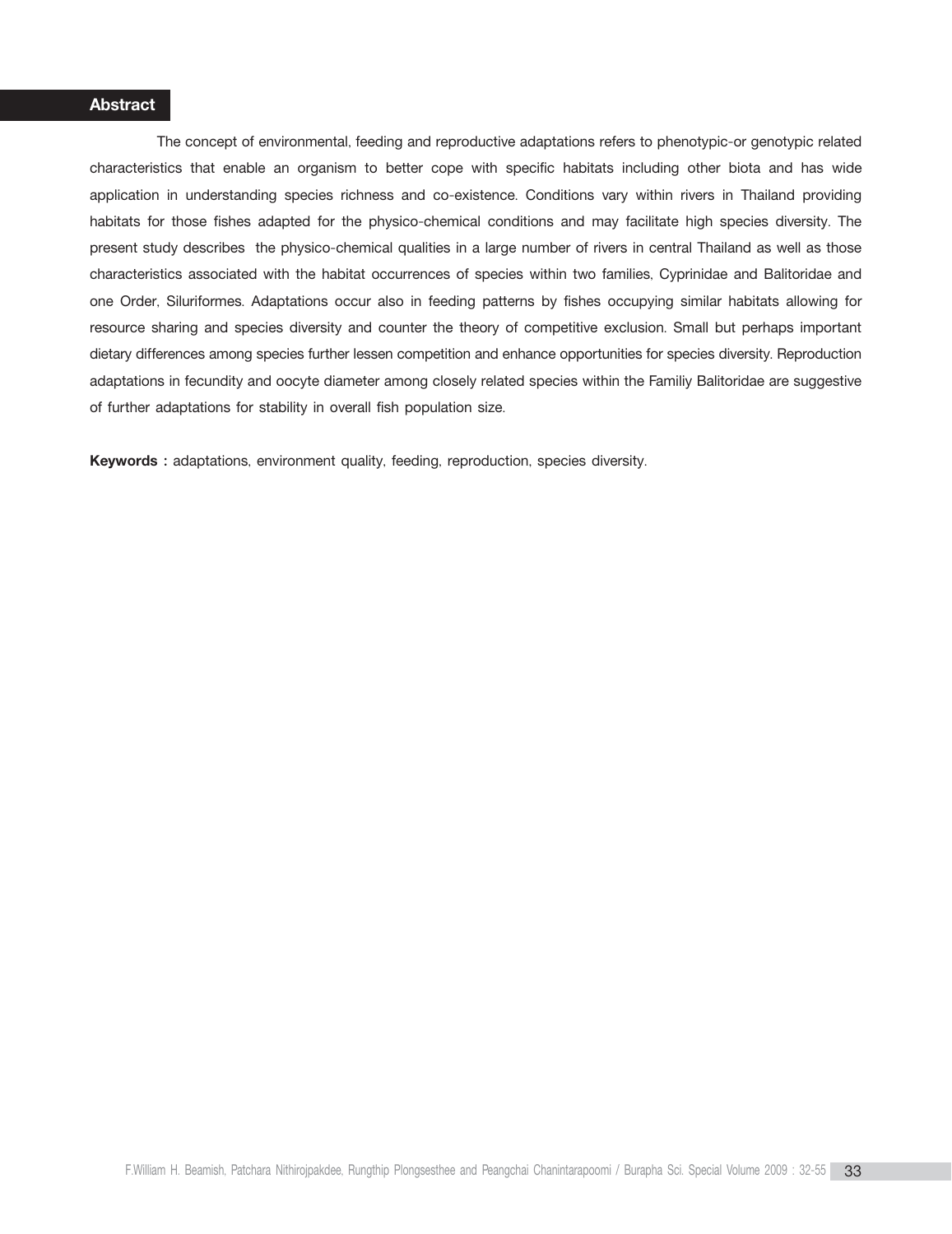## Abstract

The concept of environmental, feeding and reproductive adaptations refers to phenotypic-or genotypic related characteristics that enable an organism to better cope with specific habitats including other biota and has wide application in understanding species richness and co-existence. Conditions vary within rivers in Thailand providing habitats for those fishes adapted for the physico-chemical conditions and may facilitate high species diversity. The present study describes the physico-chemical qualities in a large number of rivers in central Thailand as well as those characteristics associated with the habitat occurrences of species within two families, Cyprinidae and Balitoridae and one Order, Siluriformes. Adaptations occur also in feeding patterns by fishes occupying similar habitats allowing for resource sharing and species diversity and counter the theory of competitive exclusion. Small but perhaps important dietary differences among species further lessen competition and enhance opportunities for species diversity. Reproduction adaptations in fecundity and oocyte diameter among closely related species within the Familiy Balitoridae are suggestive of further adaptations for stability in overall fish population size.

**Keywords :** adaptations, environment quality, feeding, reproduction, species diversity.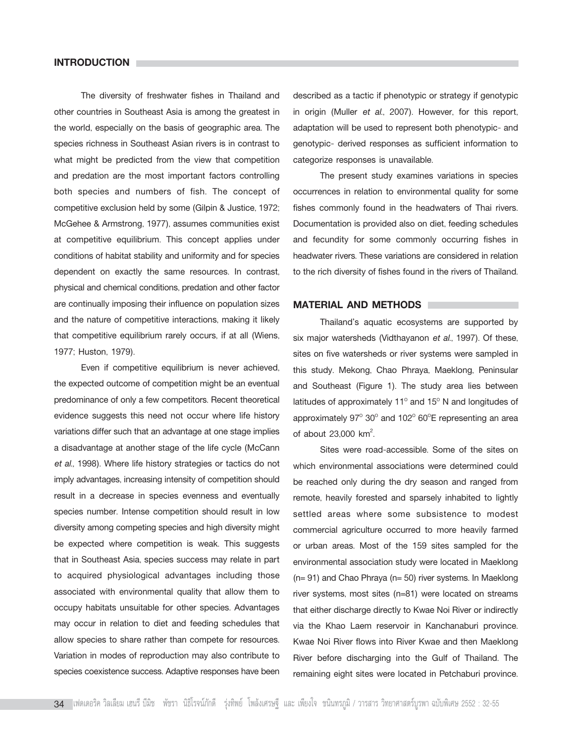## INTRODUCTION

The diversity of freshwater fishes in Thailand and other countries in Southeast Asia is among the greatest in the world, especially on the basis of geographic area. The species richness in Southeast Asian rivers is in contrast to what might be predicted from the view that competition and predation are the most important factors controlling both species and numbers of fish. The concept of competitive exclusion held by some (Gilpin & Justice, 1972; McGehee & Armstrong, 1977), assumes communities exist at competitive equilibrium. This concept applies under conditions of habitat stability and uniformity and for species dependent on exactly the same resources. In contrast, physical and chemical conditions, predation and other factor are continually imposing their influence on population sizes and the nature of competitive interactions, making it likely that competitive equilibrium rarely occurs, if at all (Wiens, 1977; Huston, 1979).

Even if competitive equilibrium is never achieved, the expected outcome of competition might be an eventual predominance of only a few competitors. Recent theoretical evidence suggests this need not occur where life history variations differ such that an advantage at one stage implies a disadvantage at another stage of the life cycle (McCann *et al.,* 1998). Where life history strategies or tactics do not imply advantages, increasing intensity of competition should result in a decrease in species evenness and eventually species number. Intense competition should result in low diversity among competing species and high diversity might be expected where competition is weak. This suggests that in Southeast Asia, species success may relate in part to acquired physiological advantages including those associated with environmental quality that allow them to occupy habitats unsuitable for other species. Advantages may occur in relation to diet and feeding schedules that allow species to share rather than compete for resources. Variation in modes of reproduction may also contribute to species coexistence success. Adaptive responses have been described as a tactic if phenotypic or strategy if genotypic in origin (Muller *et al.*, 2007). However, for this report, adaptation will be used to represent both phenotypic- and genotypic- derived responses as sufficient information to categorize responses is unavailable.

The present study examines variations in species occurrences in relation to environmental quality for some fishes commonly found in the headwaters of Thai rivers. Documentation is provided also on diet, feeding schedules and fecundity for some commonly occurring fishes in headwater rivers. These variations are considered in relation to the rich diversity of fishes found in the rivers of Thailand.

## MATERIAL AND METHODS

Thailand's aquatic ecosystems are supported by six major watersheds (Vidthayanon *et al.*, 1997). Of these, sites on five watersheds or river systems were sampled in this study. Mekong, Chao Phraya, Maeklong, Peninsular and Southeast (Figure 1). The study area lies between latitudes of approximately 11° and 15° N and longitudes of approximately 97° 30° and 102° 60°E representing an area of about 23,000 km$^2$.

Sites were road-accessible. Some of the sites on which environmental associations were determined could be reached only during the dry season and ranged from remote, heavily forested and sparsely inhabited to lightly settled areas where some subsistence to modest commercial agriculture occurred to more heavily farmed or urban areas. Most of the 159 sites sampled for the environmental association study were located in Maeklong (n= 91) and Chao Phraya (n= 50) river systems. In Maeklong river systems, most sites (n=81) were located on streams that either discharge directly to Kwae Noi River or indirectly via the Khao Laem reservoir in Kanchanaburi province. Kwae Noi River flows into River Kwae and then Maeklong River before discharging into the Gulf of Thailand. The remaining eight sites were located in Petchaburi province.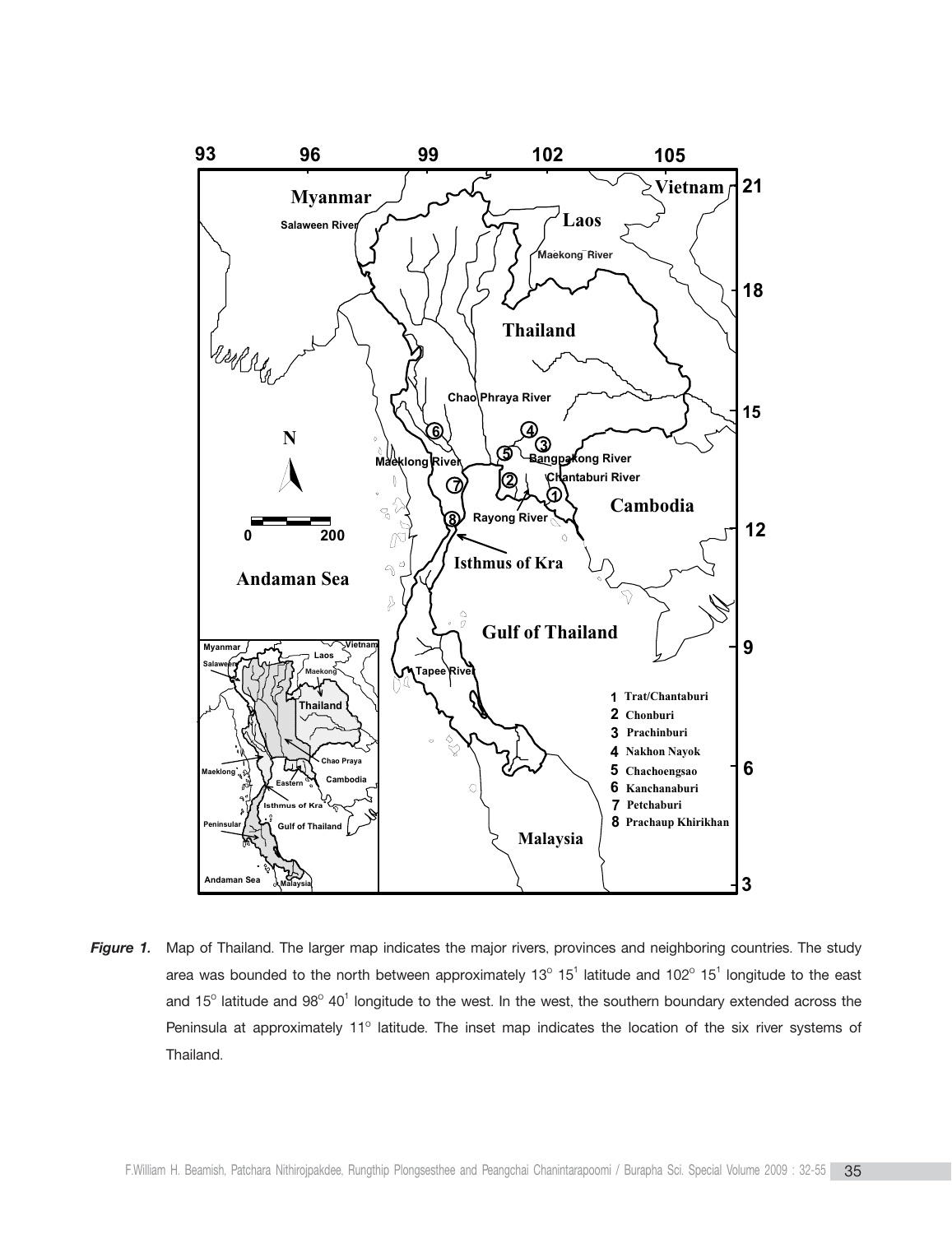*Figure 1.* Map of Thailand. The larger map indicates the major rivers, provinces and neighboring countries. The study area was bounded to the north between approximately 13° 15[1] latitude and 102° 15[1] longitude to the east and 15° latitude and 98° 40[1] longitude to the west. In the west, the southern boundary extended across the Peninsula at approximately 11° latitude. The inset map indicates the location of the six river systems of Thailand.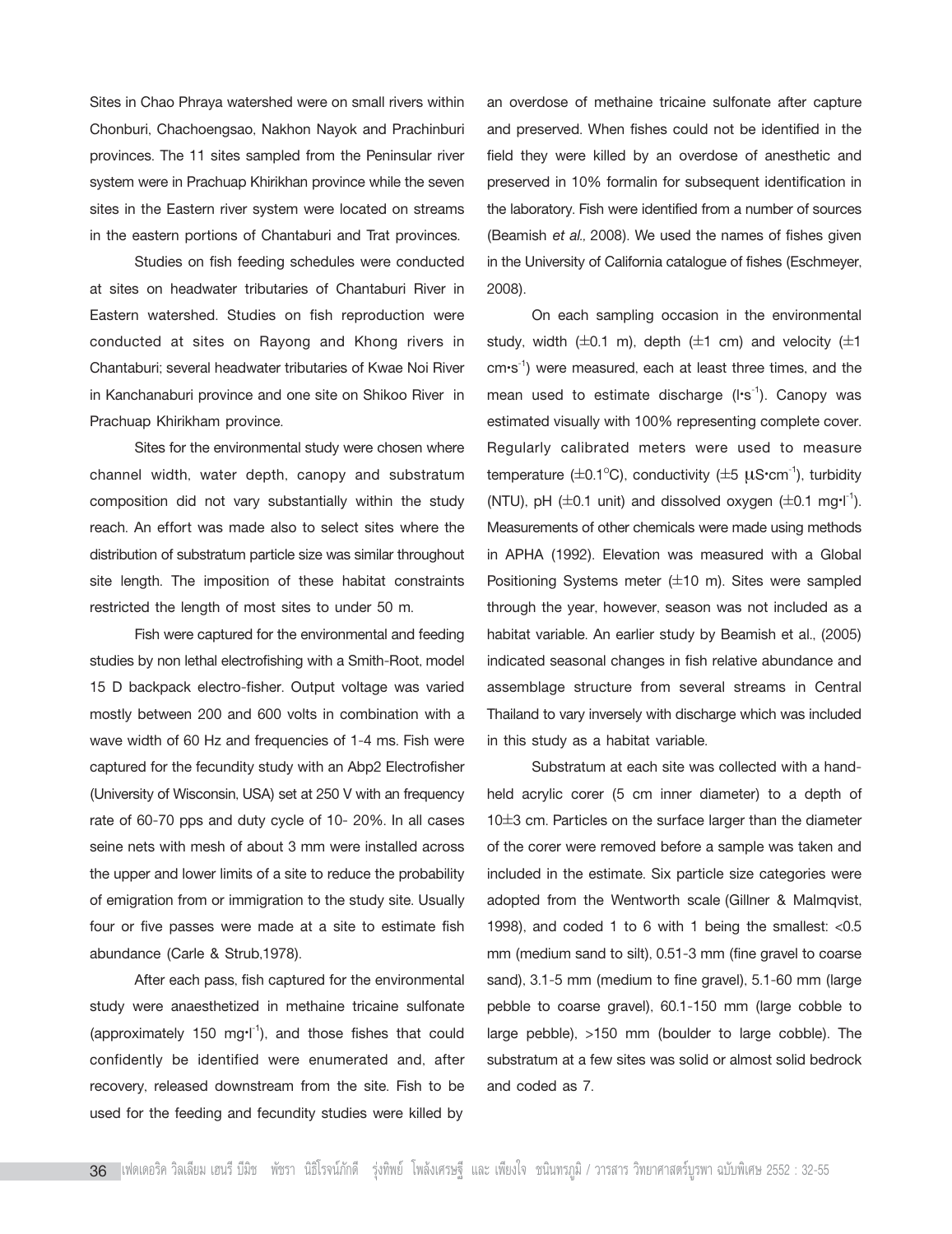Sites in Chao Phraya watershed were on small rivers within Chonburi, Chachoengsao, Nakhon Nayok and Prachinburi provinces. The 11 sites sampled from the Peninsular river system were in Prachuap Khirikhan province while the seven sites in the Eastern river system were located on streams in the eastern portions of Chantaburi and Trat provinces.

Studies on fish feeding schedules were conducted at sites on headwater tributaries of Chantaburi River in Eastern watershed. Studies on fish reproduction were conducted at sites on Rayong and Khong rivers in Chantaburi; several headwater tributaries of Kwae Noi River in Kanchanaburi province and one site on Shikoo River in Prachuap Khirikham province.

Sites for the environmental study were chosen where channel width, water depth, canopy and substratum composition did not vary substantially within the study reach. An effort was made also to select sites where the distribution of substratum particle size was similar throughout site length. The imposition of these habitat constraints restricted the length of most sites to under 50 m.

Fish were captured for the environmental and feeding studies by non lethal electrofishing with a Smith-Root, model 15 D backpack electro-fisher. Output voltage was varied mostly between 200 and 600 volts in combination with a wave width of 60 Hz and frequencies of 1-4 ms. Fish were captured for the fecundity study with an Abp2 Electrofisher (University of Wisconsin, USA) set at 250 V with an frequency rate of 60-70 pps and duty cycle of 10- 20%. In all cases seine nets with mesh of about 3 mm were installed across the upper and lower limits of a site to reduce the probability of emigration from or immigration to the study site. Usually four or five passes were made at a site to estimate fish abundance (Carle & Strub,1978).

After each pass, fish captured for the environmental study were anaesthetized in methaine tricaine sulfonate (approximately 150 $mg \cdot l^{-1}$), and those fishes that could confidently be identified were enumerated and, after recovery, released downstream from the site. Fish to be used for the feeding and fecundity studies were killed by an overdose of methaine tricaine sulfonate after capture and preserved. When fishes could not be identified in the field they were killed by an overdose of anesthetic and preserved in 10% formalin for subsequent identification in the laboratory. Fish were identified from a number of sources (Beamish *et al.,* 2008). We used the names of fishes given in the University of California catalogue of fishes (Eschmeyer, 2008).

On each sampling occasion in the environmental study, width ($\pm$0.1 m), depth ($\pm$1 cm) and velocity ($\pm$1 $cm \cdot s^{-1}$) were measured, each at least three times, and the mean used to estimate discharge ($l \cdot s^{-1}$). Canopy was estimated visually with 100% representing complete cover. Regularly calibrated meters were used to measure temperature ($\pm 0.1^{\circ}C$), conductivity ($\pm 5\ \mu S \cdot cm^{-1}$), turbidity (NTU), pH ($\pm$0.1 unit) and dissolved oxygen ($\pm 0.1\ mg \cdot l^{-1}$). Measurements of other chemicals were made using methods in APHA (1992). Elevation was measured with a Global Positioning Systems meter ($\pm$10 m). Sites were sampled through the year, however, season was not included as a habitat variable. An earlier study by Beamish et al., (2005) indicated seasonal changes in fish relative abundance and assemblage structure from several streams in Central Thailand to vary inversely with discharge which was included in this study as a habitat variable.

Substratum at each site was collected with a hand-held acrylic corer (5 cm inner diameter) to a depth of 10$\pm$3 cm. Particles on the surface larger than the diameter of the corer were removed before a sample was taken and included in the estimate. Six particle size categories were adopted from the Wentworth scale (Gillner & Malmqvist, 1998), and coded 1 to 6 with 1 being the smallest: <0.5 mm (medium sand to silt), 0.51-3 mm (fine gravel to coarse sand), 3.1-5 mm (medium to fine gravel), 5.1-60 mm (large pebble to coarse gravel), 60.1-150 mm (large cobble to large pebble), >150 mm (boulder to large cobble). The substratum at a few sites was solid or almost solid bedrock and coded as 7.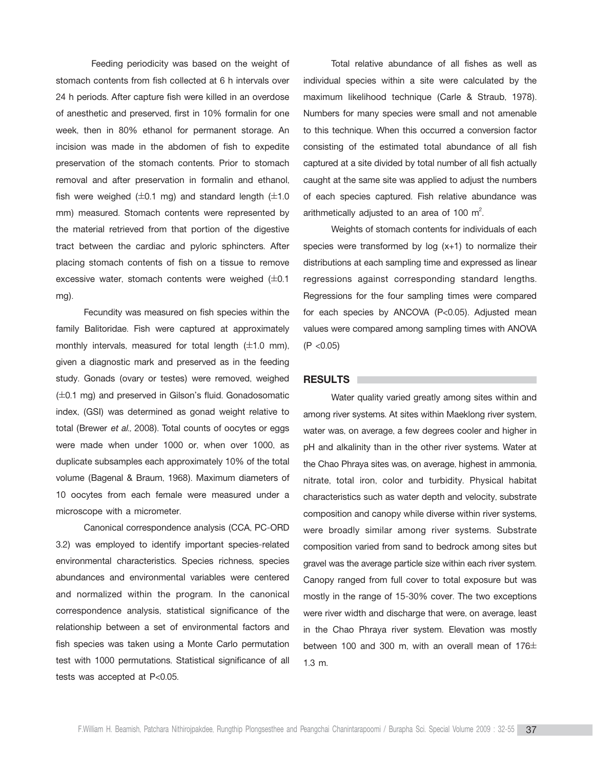Feeding periodicity was based on the weight of stomach contents from fish collected at 6 h intervals over 24 h periods. After capture fish were killed in an overdose of anesthetic and preserved, first in 10% formalin for one week, then in 80% ethanol for permanent storage. An incision was made in the abdomen of fish to expedite preservation of the stomach contents. Prior to stomach removal and after preservation in formalin and ethanol, fish were weighed (±0.1 mg) and standard length (±1.0 mm) measured. Stomach contents were represented by the material retrieved from that portion of the digestive tract between the cardiac and pyloric sphincters. After placing stomach contents of fish on a tissue to remove excessive water, stomach contents were weighed (±0.1 mg).

Fecundity was measured on fish species within the family Balitoridae. Fish were captured at approximately monthly intervals, measured for total length (±1.0 mm), given a diagnostic mark and preserved as in the feeding study. Gonads (ovary or testes) were removed, weighed (±0.1 mg) and preserved in Gilson's fluid. Gonadosomatic index, (GSI) was determined as gonad weight relative to total (Brewer *et al.,* 2008). Total counts of oocytes or eggs were made when under 1000 or, when over 1000, as duplicate subsamples each approximately 10% of the total volume (Bagenal & Braum, 1968). Maximum diameters of 10 oocytes from each female were measured under a microscope with a micrometer.

Canonical correspondence analysis (CCA, PC-ORD 3.2) was employed to identify important species-related environmental characteristics. Species richness, species abundances and environmental variables were centered and normalized within the program. In the canonical correspondence analysis, statistical significance of the relationship between a set of environmental factors and fish species was taken using a Monte Carlo permutation test with 1000 permutations. Statistical significance of all tests was accepted at $P<0.05$.

Total relative abundance of all fishes as well as individual species within a site were calculated by the maximum likelihood technique (Carle & Straub, 1978). Numbers for many species were small and not amenable to this technique. When this occurred a conversion factor consisting of the estimated total abundance of all fish captured at a site divided by total number of all fish actually caught at the same site was applied to adjust the numbers of each species captured. Fish relative abundance was arithmetically adjusted to an area of 100 $m^2$.

Weights of stomach contents for individuals of each species were transformed by log (x+1) to normalize their distributions at each sampling time and expressed as linear regressions against corresponding standard lengths. Regressions for the four sampling times were compared for each species by ANCOVA ($P<0.05$). Adjusted mean values were compared among sampling times with ANOVA ($P<0.05$)

## RESULTS

Water quality varied greatly among sites within and among river systems. At sites within Maeklong river system, water was, on average, a few degrees cooler and higher in pH and alkalinity than in the other river systems. Water at the Chao Phraya sites was, on average, highest in ammonia, nitrate, total iron, color and turbidity. Physical habitat characteristics such as water depth and velocity, substrate composition and canopy while diverse within river systems, were broadly similar among river systems. Substrate composition varied from sand to bedrock among sites but gravel was the average particle size within each river system. Canopy ranged from full cover to total exposure but was mostly in the range of 15-30% cover. The two exceptions were river width and discharge that were, on average, least in the Chao Phraya river system. Elevation was mostly between 100 and 300 m, with an overall mean of 176± 1.3 m.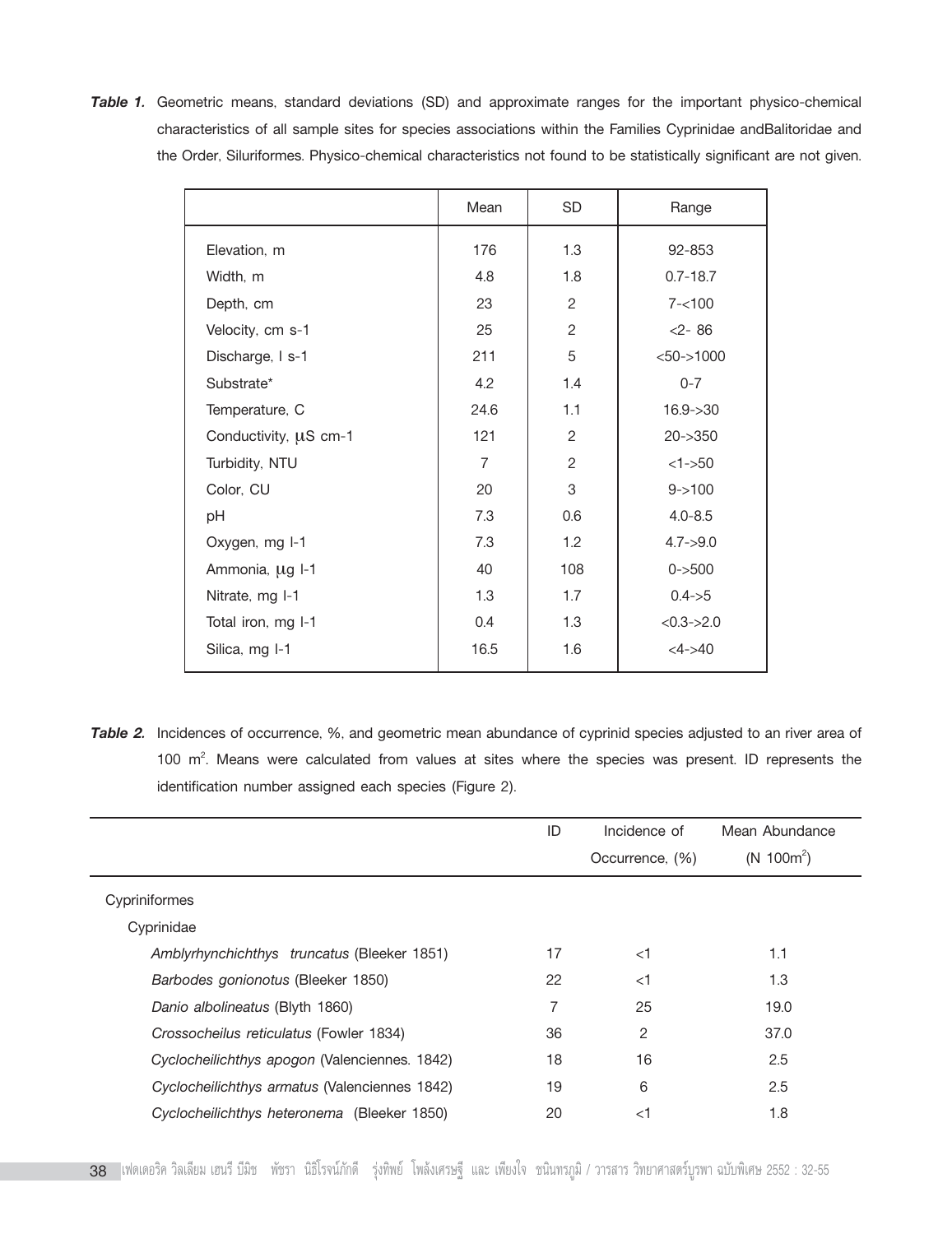***Table 1.*** Geometric means, standard deviations (SD) and approximate ranges for the important physico-chemical characteristics of all sample sites for species associations within the Families Cyprinidae andBalitoridae and the Order, Siluriformes. Physico-chemical characteristics not found to be statistically significant are not given.

| | Mean | SD | Range |
|---|---|---|---|
| Elevation, m | 176 | 1.3 | 92-853 |
| Width, m | 4.8 | 1.8 | 0.7-18.7 |
| Depth, cm | 23 | 2 | 7-<100 |
| Velocity, cm s-1 | 25 | 2 | <2- 86 |
| Discharge, l s-1 | 211 | 5 | <50->1000 |
| Substrate* | 4.2 | 1.4 | 0-7 |
| Temperature, C | 24.6 | 1.1 | 16.9->30 |
| Conductivity, μS cm-1 | 121 | 2 | 20->350 |
| Turbidity, NTU | 7 | 2 | <1->50 |
| Color, CU | 20 | 3 | 9->100 |
| pH | 7.3 | 0.6 | 4.0-8.5 |
| Oxygen, mg l-1 | 7.3 | 1.2 | 4.7->9.0 |
| Ammonia, μg l-1 | 40 | 108 | 0->500 |
| Nitrate, mg l-1 | 1.3 | 1.7 | 0.4->5 |
| Total iron, mg l-1 | 0.4 | 1.3 | <0.3->2.0 |
| Silica, mg l-1 | 16.5 | 1.6 | <4->40 |

***Table 2.*** Incidences of occurrence, %, and geometric mean abundance of cyprinid species adjusted to an river area of 100 m$^2$. Means were calculated from values at sites where the species was present. ID represents the identification number assigned each species (Figure 2).

| | ID | Incidence of Occurrence, (%) | Mean Abundance (N 100m$^2$) |
|---|---|---|---|
| Cypriniformes | | | |
| Cyprinidae | | | |
| *Amblyrhynchichthys truncatus* (Bleeker 1851) | 17 | <1 | 1.1 |
| *Barbodes gonionotus* (Bleeker 1850) | 22 | <1 | 1.3 |
| *Danio albolineatus* (Blyth 1860) | 7 | 25 | 19.0 |
| *Crossocheilus reticulatus* (Fowler 1834) | 36 | 2 | 37.0 |
| *Cyclocheilichthys apogon* (Valenciennes. 1842) | 18 | 16 | 2.5 |
| *Cyclocheilichthys armatus* (Valenciennes 1842) | 19 | 6 | 2.5 |
| *Cyclocheilichthys heteronema* (Bleeker 1850) | 20 | <1 | 1.8 |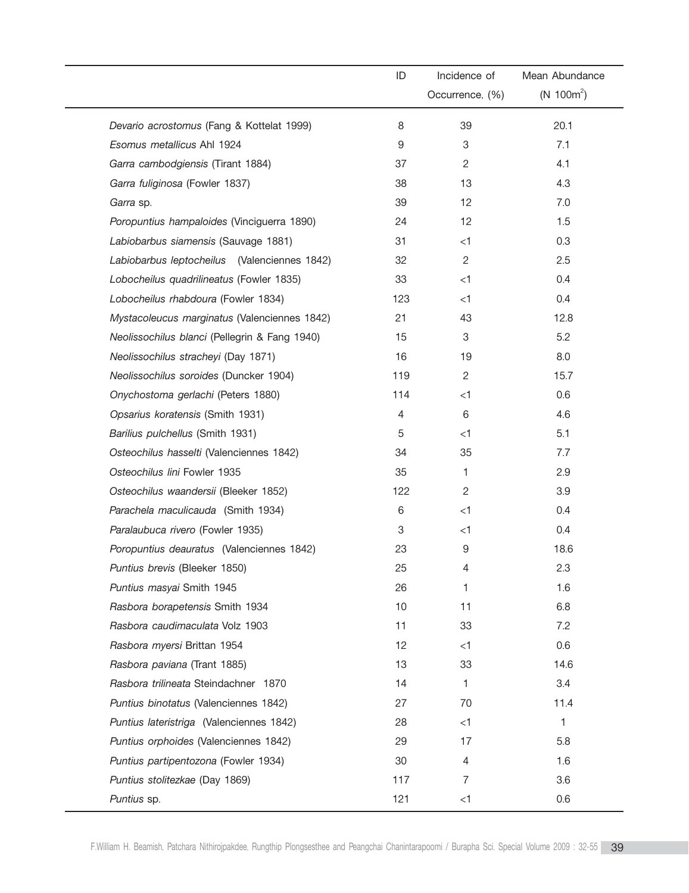| | ID | Incidence of Occurrence, (%) | Mean Abundance (N 100m$^2$) |
|---|---|---|---|
| *Devario acrostomus* (Fang & Kottelat 1999) | 8 | 39 | 20.1 |
| *Esomus metallicus* Ahl 1924 | 9 | 3 | 7.1 |
| *Garra cambodgiensis* (Tirant 1884) | 37 | 2 | 4.1 |
| *Garra fuliginosa* (Fowler 1837) | 38 | 13 | 4.3 |
| *Garra* sp. | 39 | 12 | 7.0 |
| *Poropuntius hampaloides* (Vinciguerra 1890) | 24 | 12 | 1.5 |
| *Labiobarbus siamensis* (Sauvage 1881) | 31 | <1 | 0.3 |
| *Labiobarbus leptocheilus* (Valenciennes 1842) | 32 | 2 | 2.5 |
| *Lobocheilus quadrilineatus* (Fowler 1835) | 33 | <1 | 0.4 |
| *Lobocheilus rhabdoura* (Fowler 1834) | 123 | <1 | 0.4 |
| *Mystacoleucus marginatus* (Valenciennes 1842) | 21 | 43 | 12.8 |
| *Neolissochilus blanci* (Pellegrin & Fang 1940) | 15 | 3 | 5.2 |
| *Neolissochilus stracheyi* (Day 1871) | 16 | 19 | 8.0 |
| *Neolissochilus soroides* (Duncker 1904) | 119 | 2 | 15.7 |
| *Onychostoma gerlachi* (Peters 1880) | 114 | <1 | 0.6 |
| *Opsarius koratensis* (Smith 1931) | 4 | 6 | 4.6 |
| *Barilius pulchellus* (Smith 1931) | 5 | <1 | 5.1 |
| *Osteochilus hasselti* (Valenciennes 1842) | 34 | 35 | 7.7 |
| *Osteochilus lini* Fowler 1935 | 35 | 1 | 2.9 |
| *Osteochilus waandersii* (Bleeker 1852) | 122 | 2 | 3.9 |
| *Parachela maculicauda* (Smith 1934) | 6 | <1 | 0.4 |
| *Paralaubuca rivero* (Fowler 1935) | 3 | <1 | 0.4 |
| *Poropuntius deauratus* (Valenciennes 1842) | 23 | 9 | 18.6 |
| *Puntius brevis* (Bleeker 1850) | 25 | 4 | 2.3 |
| *Puntius masyai* Smith 1945 | 26 | 1 | 1.6 |
| *Rasbora borapetensis* Smith 1934 | 10 | 11 | 6.8 |
| *Rasbora caudimaculata* Volz 1903 | 11 | 33 | 7.2 |
| *Rasbora myersi* Brittan 1954 | 12 | <1 | 0.6 |
| *Rasbora paviana* (Trant 1885) | 13 | 33 | 14.6 |
| *Rasbora trilineata* Steindachner 1870 | 14 | 1 | 3.4 |
| *Puntius binotatus* (Valenciennes 1842) | 27 | 70 | 11.4 |
| *Puntius lateristriga* (Valenciennes 1842) | 28 | <1 | 1 |
| *Puntius orphoides* (Valenciennes 1842) | 29 | 17 | 5.8 |
| *Puntius partipentozona* (Fowler 1934) | 30 | 4 | 1.6 |
| *Puntius stolitezkae* (Day 1869) | 117 | 7 | 3.6 |
| *Puntius* sp. | 121 | <1 | 0.6 |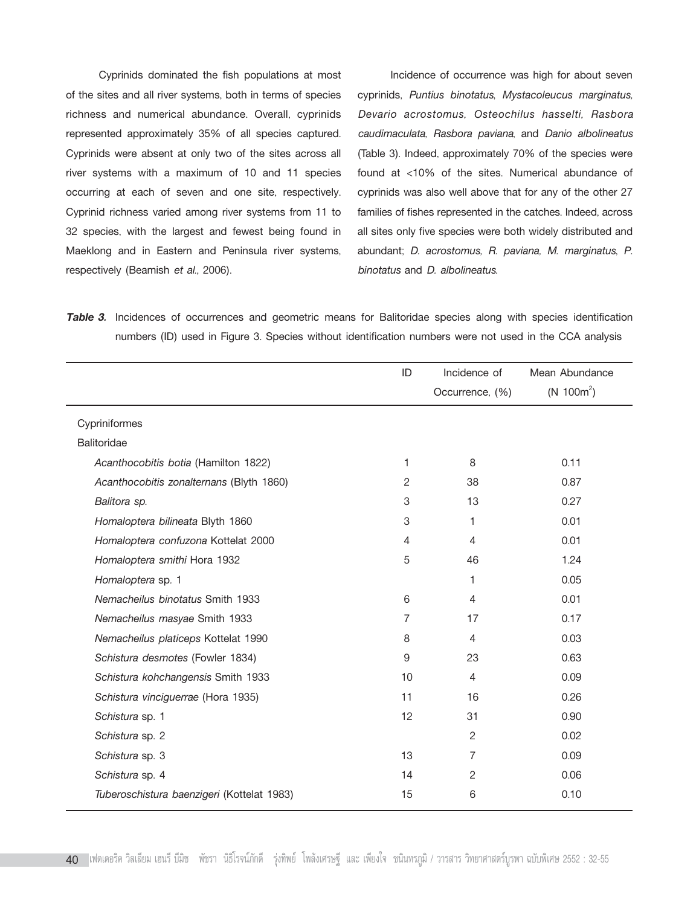Cyprinids dominated the fish populations at most of the sites and all river systems, both in terms of species richness and numerical abundance. Overall, cyprinids represented approximately 35% of all species captured. Cyprinids were absent at only two of the sites across all river systems with a maximum of 10 and 11 species occurring at each of seven and one site, respectively. Cyprinid richness varied among river systems from 11 to 32 species, with the largest and fewest being found in Maeklong and in Eastern and Peninsula river systems, respectively (Beamish *et al.,* 2006).

Incidence of occurrence was high for about seven cyprinids, *Puntius binotatus*, *Mystacoleucus marginatus, Devario acrostomus, Osteochilus hasselti*, *Rasbora caudimaculata*, *Rasbora paviana*, and *Danio albolineatus* (Table 3). Indeed, approximately 70% of the species were found at <10% of the sites. Numerical abundance of cyprinids was also well above that for any of the other 27 families of fishes represented in the catches. Indeed, across all sites only five species were both widely distributed and abundant; *D. acrostomus, R. paviana, M. marginatus*, *P. binotatus* and *D. albolineatus*.

***Table 3.*** Incidences of occurrences and geometric means for Balitoridae species along with species identification numbers (ID) used in Figure 3. Species without identification numbers were not used in the CCA analysis

| | ID | Incidence of Occurrence, (%) | Mean Abundance (N 100m$^2$) |
|---|---|---|---|
| Cypriniformes | | | |
| Balitoridae | | | |
| *Acanthocobitis botia* (Hamilton 1822) | 1 | 8 | 0.11 |
| *Acanthocobitis zonalternans* (Blyth 1860) | 2 | 38 | 0.87 |
| *Balitora sp.* | 3 | 13 | 0.27 |
| *Homaloptera bilineata* Blyth 1860 | 3 | 1 | 0.01 |
| *Homaloptera confuzona* Kottelat 2000 | 4 | 4 | 0.01 |
| *Homaloptera smithi* Hora 1932 | 5 | 46 | 1.24 |
| *Homaloptera* sp. 1 | | 1 | 0.05 |
| *Nemacheilus binotatus* Smith 1933 | 6 | 4 | 0.01 |
| *Nemacheilus masyae* Smith 1933 | 7 | 17 | 0.17 |
| *Nemacheilus platiceps* Kottelat 1990 | 8 | 4 | 0.03 |
| *Schistura desmotes* (Fowler 1834) | 9 | 23 | 0.63 |
| *Schistura kohchangensis* Smith 1933 | 10 | 4 | 0.09 |
| *Schistura vinciguerrae* (Hora 1935) | 11 | 16 | 0.26 |
| *Schistura* sp. 1 | 12 | 31 | 0.90 |
| *Schistura* sp. 2 | | 2 | 0.02 |
| *Schistura* sp. 3 | 13 | 7 | 0.09 |
| *Schistura* sp. 4 | 14 | 2 | 0.06 |
| *Tuberoschistura baenzigeri* (Kottelat 1983) | 15 | 6 | 0.10 |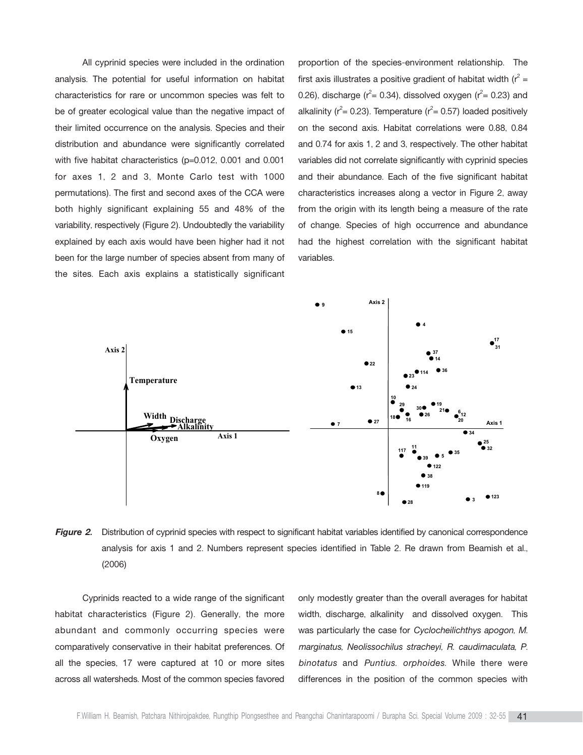All cyprinid species were included in the ordination analysis. The potential for useful information on habitat characteristics for rare or uncommon species was felt to be of greater ecological value than the negative impact of their limited occurrence on the analysis. Species and their distribution and abundance were significantly correlated with five habitat characteristics (p=0.012, 0.001 and 0.001 for axes 1, 2 and 3, Monte Carlo test with 1000 permutations). The first and second axes of the CCA were both highly significant explaining 55 and 48% of the variability, respectively (Figure 2). Undoubtedly the variability explained by each axis would have been higher had it not been for the large number of species absent from many of the sites. Each axis explains a statistically significant proportion of the species-environment relationship. The first axis illustrates a positive gradient of habitat width ($r^2$ = 0.26), discharge ($r^2$= 0.34), dissolved oxygen ($r^2$= 0.23) and alkalinity ($r^2$= 0.23). Temperature ($r^2$= 0.57) loaded positively on the second axis. Habitat correlations were 0.88, 0.84 and 0.74 for axis 1, 2 and 3, respectively. The other habitat variables did not correlate significantly with cyprinid species and their abundance. Each of the five significant habitat characteristics increases along a vector in Figure 2, away from the origin with its length being a measure of the rate of change. Species of high occurrence and abundance had the highest correlation with the significant habitat variables.

***Figure 2.*** Distribution of cyprinid species with respect to significant habitat variables identified by canonical correspondence analysis for axis 1 and 2. Numbers represent species identified in Table 2. Re drawn from Beamish et al., (2006)

Cyprinids reacted to a wide range of the significant habitat characteristics (Figure 2). Generally, the more abundant and commonly occurring species were comparatively conservative in their habitat preferences. Of all the species, 17 were captured at 10 or more sites across all watersheds. Most of the common species favored only modestly greater than the overall averages for habitat width, discharge, alkalinity and dissolved oxygen. This was particularly the case for *Cyclocheilichthys apogon, M. marginatus, Neolissochilus stracheyi, R. caudimaculata, P. binotatus* and *Puntius. orphoides*. While there were differences in the position of the common species with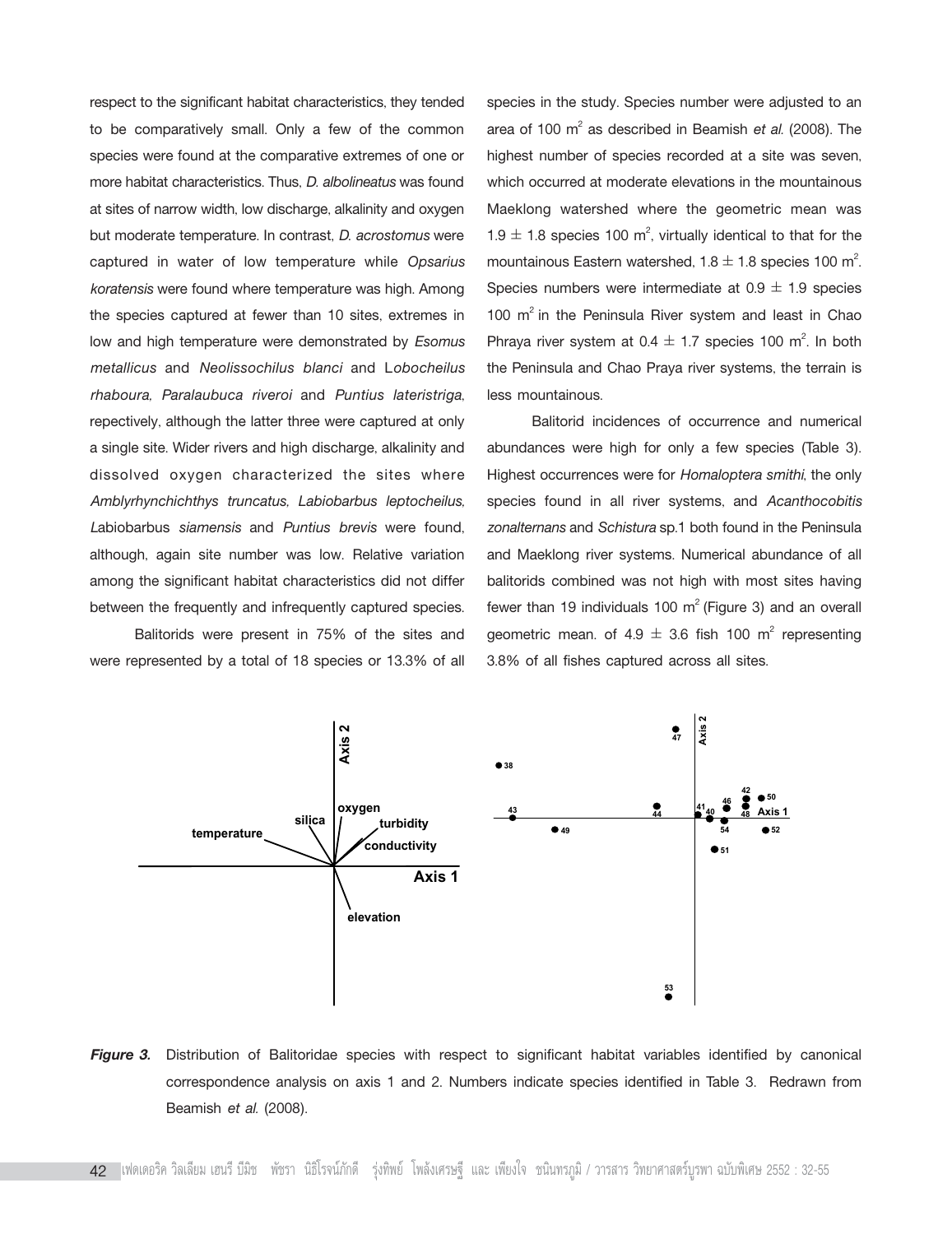respect to the significant habitat characteristics, they tended to be comparatively small. Only a few of the common species were found at the comparative extremes of one or more habitat characteristics. Thus, *D. albolineatus* was found at sites of narrow width, low discharge, alkalinity and oxygen but moderate temperature. In contrast, *D. acrostomus* were captured in water of low temperature while *Opsarius koratensis* were found where temperature was high. Among the species captured at fewer than 10 sites, extremes in low and high temperature were demonstrated by *Esomus metallicus* and *Neolissochilus blanci* and *Lobocheilus rhaboura, Paralaubuca riveroi* and *Puntius lateristriga*, repectively, although the latter three were captured at only a single site. Wider rivers and high discharge, alkalinity and dissolved oxygen characterized the sites where *Amblyrhynchichthys truncatus, Labiobarbus leptocheilus, Labiobarbus siamensis* and *Puntius brevis* were found, although, again site number was low. Relative variation among the significant habitat characteristics did not differ between the frequently and infrequently captured species.

Balitorids were present in 75% of the sites and were represented by a total of 18 species or 13.3% of all species in the study. Species number were adjusted to an area of 100 $m^2$ as described in Beamish *et al.* (2008). The highest number of species recorded at a site was seven, which occurred at moderate elevations in the mountainous Maeklong watershed where the geometric mean was $1.9 \pm 1.8$ species 100 $m^2$, virtually identical to that for the mountainous Eastern watershed, $1.8 \pm 1.8$ species 100 $m^2$. Species numbers were intermediate at $0.9 \pm 1.9$ species 100 $m^2$ in the Peninsula River system and least in Chao Phraya river system at $0.4 \pm 1.7$ species 100 $m^2$. In both the Peninsula and Chao Praya river systems, the terrain is less mountainous.

Balitorid incidences of occurrence and numerical abundances were high for only a few species (Table 3). Highest occurrences were for *Homaloptera smithi*, the only species found in all river systems, and *Acanthocobitis zonalternans* and *Schistura* sp.1 both found in the Peninsula and Maeklong river systems. Numerical abundance of all balitorids combined was not high with most sites having fewer than 19 individuals 100 $m^2$ (Figure 3) and an overall geometric mean. of $4.9 \pm 3.6$ fish 100 $m^2$ representing 3.8% of all fishes captured across all sites.

***Figure 3.*** Distribution of Balitoridae species with respect to significant habitat variables identified by canonical correspondence analysis on axis 1 and 2. Numbers indicate species identified in Table 3. Redrawn from Beamish *et al.* (2008).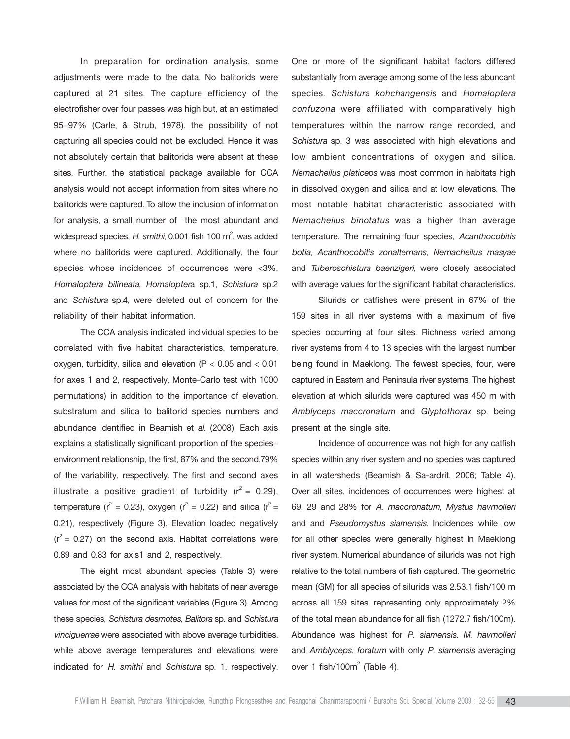In preparation for ordination analysis, some adjustments were made to the data. No balitorids were captured at 21 sites. The capture efficiency of the electrofisher over four passes was high but, at an estimated 95–97% (Carle, & Strub, 1978), the possibility of not capturing all species could not be excluded. Hence it was not absolutely certain that balitorids were absent at these sites. Further, the statistical package available for CCA analysis would not accept information from sites where no balitorids were captured. To allow the inclusion of information for analysis, a small number of the most abundant and widespread species, *H. smithi*, 0.001 fish 100 $m^2$, was added where no balitorids were captured. Additionally, the four species whose incidences of occurrences were <3%, *Homaloptera bilineata*, *Homaloptera* sp.1, *Schistura* sp.2 and *Schistura* sp.4, were deleted out of concern for the reliability of their habitat information.

The CCA analysis indicated individual species to be correlated with five habitat characteristics, temperature, oxygen, turbidity, silica and elevation ($P < 0.05$ and $< 0.01$ for axes 1 and 2, respectively, Monte-Carlo test with 1000 permutations) in addition to the importance of elevation, substratum and silica to balitorid species numbers and abundance identified in Beamish et *al.* (2008). Each axis explains a statistically significant proportion of the species–environment relationship, the first, 87% and the second,79% of the variability, respectively. The first and second axes illustrate a positive gradient of turbidity ($r^2 = 0.29$), temperature ($r^2 = 0.23$), oxygen ($r^2 = 0.22$) and silica ($r^2 = 0.21$), respectively (Figure 3). Elevation loaded negatively ($r^2 = 0.27$) on the second axis. Habitat correlations were 0.89 and 0.83 for axis1 and 2, respectively.

The eight most abundant species (Table 3) were associated by the CCA analysis with habitats of near average values for most of the significant variables (Figure 3). Among these species, *Schistura desmotes*, *Balitora* sp. and *Schistura vinciguerrae* were associated with above average turbidities, while above average temperatures and elevations were indicated for *H. smithi* and *Schistura* sp. 1, respectively. One or more of the significant habitat factors differed substantially from average among some of the less abundant species. *Schistura kohchangensis* and *Homaloptera confuzona* were affiliated with comparatively high temperatures within the narrow range recorded, and *Schistura* sp. 3 was associated with high elevations and low ambient concentrations of oxygen and silica. *Nemacheilus platiceps* was most common in habitats high in dissolved oxygen and silica and at low elevations. The most notable habitat characteristic associated with *Nemacheilus binotatus* was a higher than average temperature. The remaining four species, *Acanthocobitis botia*, *Acanthocobitis zonalternans, Nemacheilus masyae* and *Tuberoschistura baenzigeri*, were closely associated with average values for the significant habitat characteristics.

Silurids or catfishes were present in 67% of the 159 sites in all river systems with a maximum of five species occurring at four sites. Richness varied among river systems from 4 to 13 species with the largest number being found in Maeklong. The fewest species, four, were captured in Eastern and Peninsula river systems. The highest elevation at which silurids were captured was 450 m with *Amblyceps maccronatum* and *Glyptothorax* sp. being present at the single site.

Incidence of occurrence was not high for any catfish species within any river system and no species was captured in all watersheds (Beamish & Sa-ardrit, 2006; Table 4). Over all sites, incidences of occurrences were highest at 69, 29 and 28% for *A. maccronatum*, *Mystus havmolleri* and and *Pseudomystus siamensis.* Incidences while low for all other species were generally highest in Maeklong river system. Numerical abundance of silurids was not high relative to the total numbers of fish captured. The geometric mean (GM) for all species of silurids was 2.53.1 fish/100 m across all 159 sites, representing only approximately 2% of the total mean abundance for all fish (1272.7 fish/100m). Abundance was highest for *P. siamensis, M. havmolleri* and *Amblyceps. foratum* with only *P. siamensis* averaging over 1 fish/100$m^2$ (Table 4).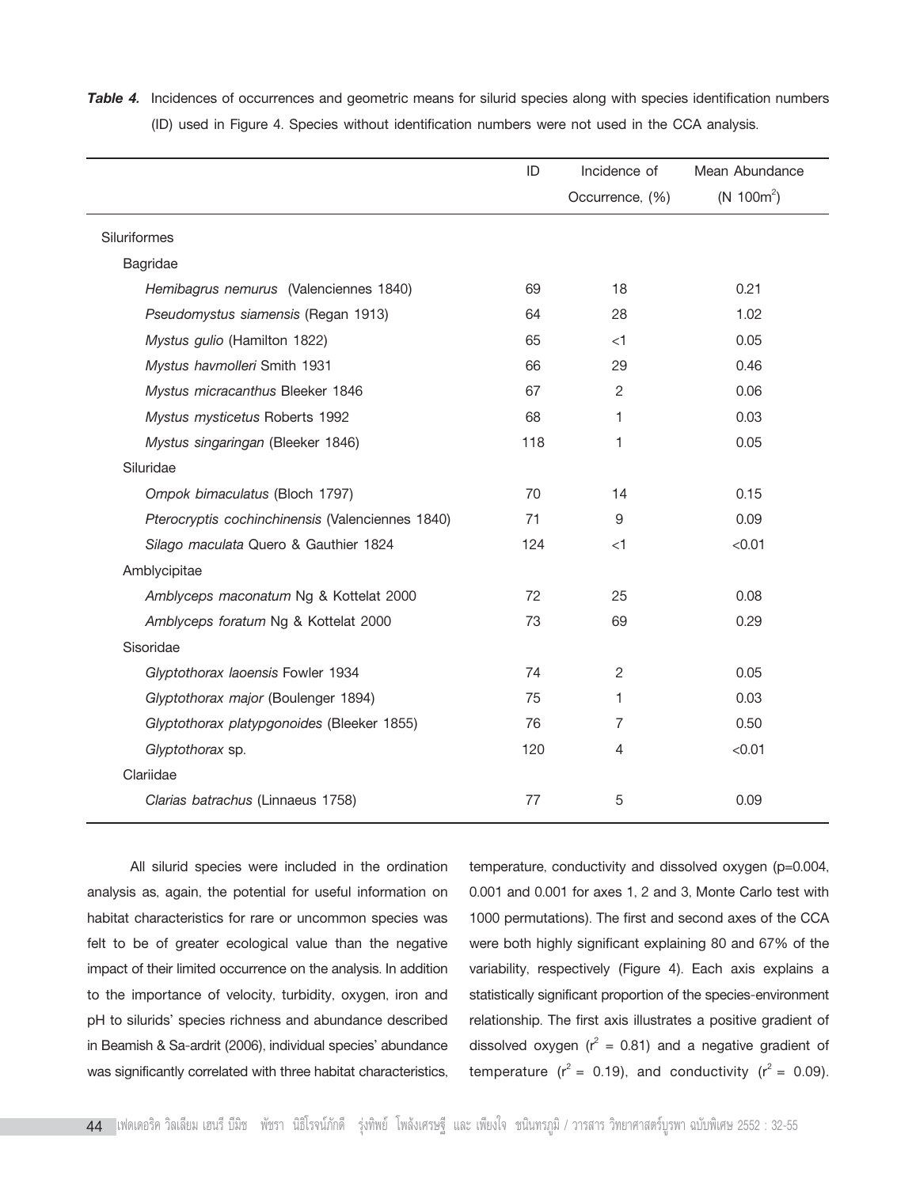***Table 4.*** Incidences of occurrences and geometric means for silurid species along with species identification numbers (ID) used in Figure 4. Species without identification numbers were not used in the CCA analysis.

| | ID | Incidence of Occurrence, (%) | Mean Abundance (N $100m^2$) |
|---|---|---|---|
| Siluriformes | | | |
| Bagridae | | | |
| *Hemibagrus nemurus* (Valenciennes 1840) | 69 | 18 | 0.21 |
| *Pseudomystus siamensis* (Regan 1913) | 64 | 28 | 1.02 |
| *Mystus gulio* (Hamilton 1822) | 65 | <1 | 0.05 |
| *Mystus havmolleri* Smith 1931 | 66 | 29 | 0.46 |
| *Mystus micracanthus* Bleeker 1846 | 67 | 2 | 0.06 |
| *Mystus mysticetus* Roberts 1992 | 68 | 1 | 0.03 |
| *Mystus singaringan* (Bleeker 1846) | 118 | 1 | 0.05 |
| Siluridae | | | |
| *Ompok bimaculatus* (Bloch 1797) | 70 | 14 | 0.15 |
| *Pterocryptis cochinchinensis* (Valenciennes 1840) | 71 | 9 | 0.09 |
| *Silago maculata* Quero & Gauthier 1824 | 124 | <1 | <0.01 |
| Amblycipitae | | | |
| *Amblyceps maconatum* Ng & Kottelat 2000 | 72 | 25 | 0.08 |
| *Amblyceps foratum* Ng & Kottelat 2000 | 73 | 69 | 0.29 |
| Sisoridae | | | |
| *Glyptothorax laoensis* Fowler 1934 | 74 | 2 | 0.05 |
| *Glyptothorax major* (Boulenger 1894) | 75 | 1 | 0.03 |
| *Glyptothorax platypgonoides* (Bleeker 1855) | 76 | 7 | 0.50 |
| *Glyptothorax* sp. | 120 | 4 | <0.01 |
| Clariidae | | | |
| *Clarias batrachus* (Linnaeus 1758) | 77 | 5 | 0.09 |

All silurid species were included in the ordination analysis as, again, the potential for useful information on habitat characteristics for rare or uncommon species was felt to be of greater ecological value than the negative impact of their limited occurrence on the analysis. In addition to the importance of velocity, turbidity, oxygen, iron and pH to silurids' species richness and abundance described in Beamish & Sa-ardrit (2006), individual species' abundance was significantly correlated with three habitat characteristics, temperature, conductivity and dissolved oxygen ($p=0.004$, 0.001 and 0.001 for axes 1, 2 and 3, Monte Carlo test with 1000 permutations). The first and second axes of the CCA were both highly significant explaining 80 and 67% of the variability, respectively (Figure 4). Each axis explains a statistically significant proportion of the species-environment relationship. The first axis illustrates a positive gradient of dissolved oxygen ($r^2 = 0.81$) and a negative gradient of temperature ($r^2 = 0.19$), and conductivity ($r^2 = 0.09$).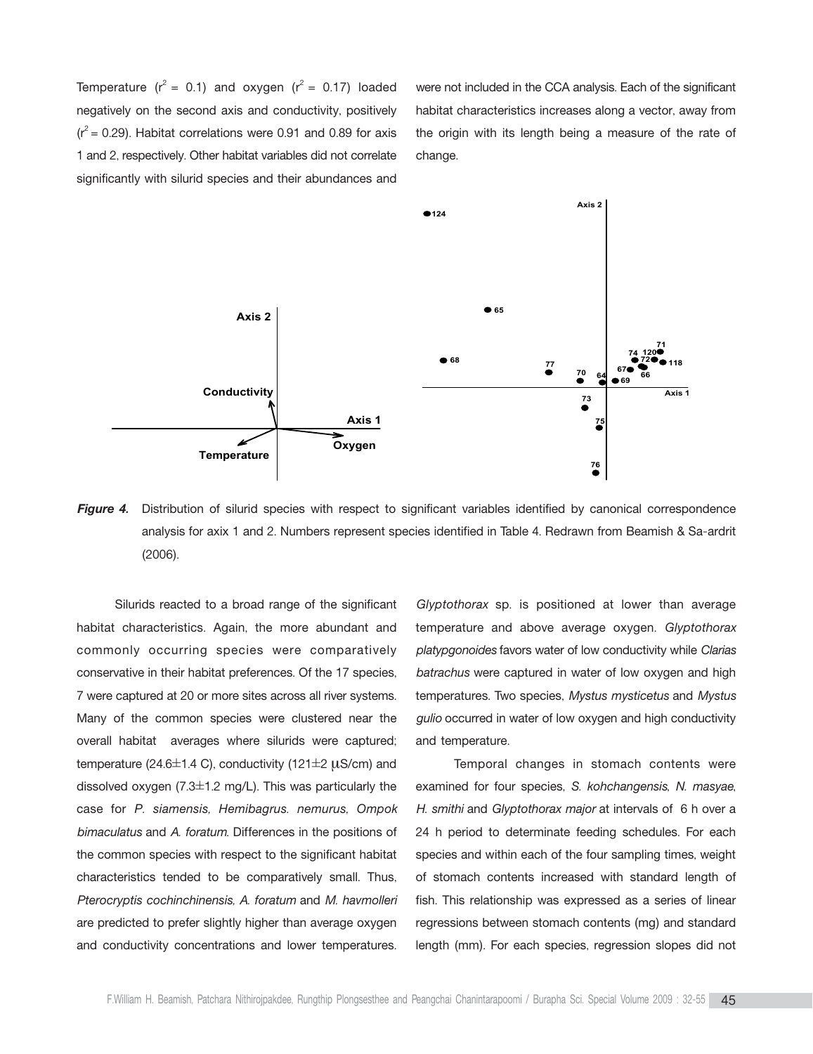Temperature ($r^2$ = 0.1) and oxygen ($r^2$ = 0.17) loaded negatively on the second axis and conductivity, positively ($r^2$ = 0.29). Habitat correlations were 0.91 and 0.89 for axis 1 and 2, respectively. Other habitat variables did not correlate significantly with silurid species and their abundances and were not included in the CCA analysis. Each of the significant habitat characteristics increases along a vector, away from the origin with its length being a measure of the rate of change.

***Figure 4.*** Distribution of silurid species with respect to significant variables identified by canonical correspondence analysis for axix 1 and 2. Numbers represent species identified in Table 4. Redrawn from Beamish & Sa-ardrit (2006).

Silurids reacted to a broad range of the significant habitat characteristics. Again, the more abundant and commonly occurring species were comparatively conservative in their habitat preferences. Of the 17 species, 7 were captured at 20 or more sites across all river systems. Many of the common species were clustered near the overall habitat averages where silurids were captured; temperature (24.6±1.4 C), conductivity (121±2 μS/cm) and dissolved oxygen (7.3±1.2 mg/L). This was particularly the case for *P. siamensis, Hemibagrus. nemurus, Ompok bimaculatus* and *A. foratum.* Differences in the positions of the common species with respect to the significant habitat characteristics tended to be comparatively small. Thus, *Pterocryptis cochinchinensis, A. foratum* and *M. havmolleri* are predicted to prefer slightly higher than average oxygen and conductivity concentrations and lower temperatures. *Glyptothorax* sp. is positioned at lower than average temperature and above average oxygen. *Glyptothorax platypgonoides* favors water of low conductivity while *Clarias batrachus* were captured in water of low oxygen and high temperatures. Two species, *Mystus mysticetus* and *Mystus gulio* occurred in water of low oxygen and high conductivity and temperature.

Temporal changes in stomach contents were examined for four species, *S. kohchangensis*, *N. masyae*, *H. smithi* and *Glyptothorax major* at intervals of 6 h over a 24 h period to determinate feeding schedules. For each species and within each of the four sampling times, weight of stomach contents increased with standard length of fish. This relationship was expressed as a series of linear regressions between stomach contents (mg) and standard length (mm). For each species, regression slopes did not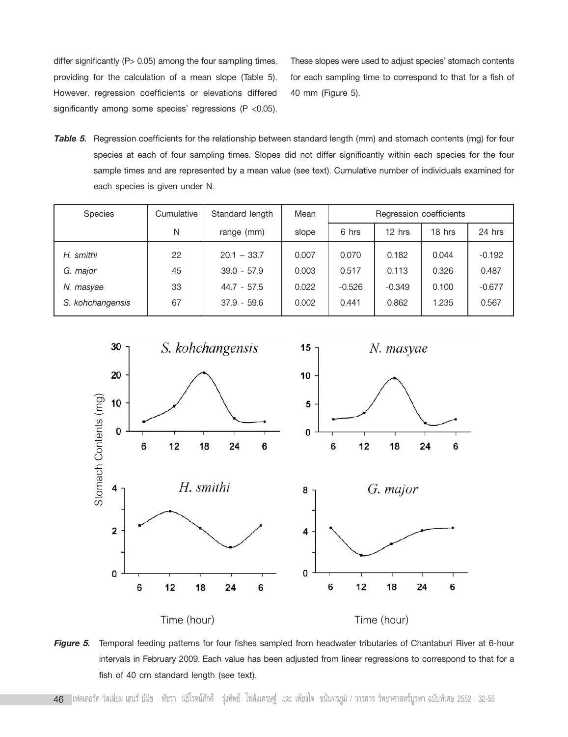differ significantly ($P > 0.05$) among the four sampling times, providing for the calculation of a mean slope (Table 5). However, regression coefficients or elevations differed significantly among some species' regressions ($P < 0.05$). These slopes were used to adjust species' stomach contents for each sampling time to correspond to that for a fish of 40 mm (Figure 5).

***Table 5.*** Regression coefficients for the relationship between standard length (mm) and stomach contents (mg) for four species at each of four sampling times. Slopes did not differ significantly within each species for the four sample times and are represented by a mean value (see text). Cumulative number of individuals examined for each species is given under N.

| Species | Cumulative N | Standard length range (mm) | Mean slope | Regression coefficients | | | |
|---|---|---|---|---|---|---|---|
| | | | | 6 hrs | 12 hrs | 18 hrs | 24 hrs |
| *H. smithi* | 22 | 20.1 – 33.7 | 0.007 | 0.070 | 0.182 | 0.044 | -0.192 |
| *G. major* | 45 | 39.0 - 57.9 | 0.003 | 0.517 | 0.113 | 0.326 | 0.487 |
| *N. masyae* | 33 | 44.7 - 57.5 | 0.022 | -0.526 | -0.349 | 0.100 | -0.677 |
| *S. kohchangensis* | 67 | 37.9 - 59.6 | 0.002 | 0.441 | 0.862 | 1.235 | 0.567 |

***Figure 5.*** Temporal feeding patterns for four fishes sampled from headwater tributaries of Chantaburi River at 6-hour intervals in February 2009. Each value has been adjusted from linear regressions to correspond to that for a fish of 40 cm standard length (see text).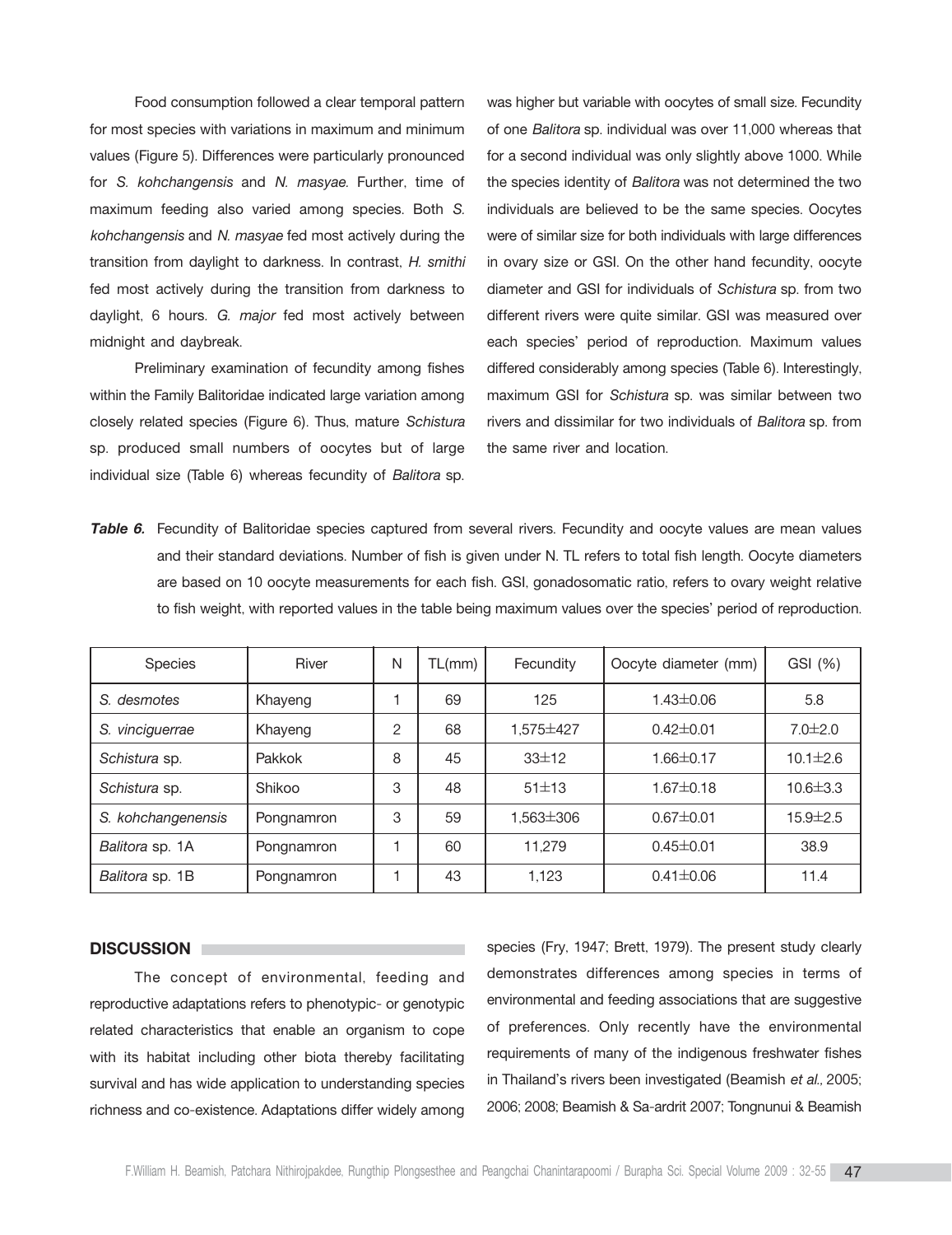Food consumption followed a clear temporal pattern for most species with variations in maximum and minimum values (Figure 5). Differences were particularly pronounced for *S. kohchangensis* and *N. masyae.* Further, time of maximum feeding also varied among species. Both *S. kohchangensis* and *N. masyae* fed most actively during the transition from daylight to darkness. In contrast, *H. smithi* fed most actively during the transition from darkness to daylight, 6 hours. *G. major* fed most actively between midnight and daybreak.

Preliminary examination of fecundity among fishes within the Family Balitoridae indicated large variation among closely related species (Figure 6). Thus, mature *Schistura* sp. produced small numbers of oocytes but of large individual size (Table 6) whereas fecundity of *Balitora* sp. was higher but variable with oocytes of small size. Fecundity of one *Balitora* sp. individual was over 11,000 whereas that for a second individual was only slightly above 1000. While the species identity of *Balitora* was not determined the two individuals are believed to be the same species. Oocytes were of similar size for both individuals with large differences in ovary size or GSI. On the other hand fecundity, oocyte diameter and GSI for individuals of *Schistura* sp. from two different rivers were quite similar. GSI was measured over each species' period of reproduction. Maximum values differed considerably among species (Table 6). Interestingly, maximum GSI for *Schistura* sp. was similar between two rivers and dissimilar for two individuals of *Balitora* sp. from the same river and location.

***Table 6.*** Fecundity of Balitoridae species captured from several rivers. Fecundity and oocyte values are mean values and their standard deviations. Number of fish is given under N. TL refers to total fish length. Oocyte diameters are based on 10 oocyte measurements for each fish. GSI, gonadosomatic ratio, refers to ovary weight relative to fish weight, with reported values in the table being maximum values over the species' period of reproduction.

| Species | River | N | TL(mm) | Fecundity | Oocyte diameter (mm) | GSI (%) |
|---|---|---|---|---|---|---|
| *S. desmotes* | Khayeng | 1 | 69 | 125 | 1.43±0.06 | 5.8 |
| *S. vinciguerrae* | Khayeng | 2 | 68 | 1,575±427 | 0.42±0.01 | 7.0±2.0 |
| *Schistura* sp. | Pakkok | 8 | 45 | 33±12 | 1.66±0.17 | 10.1±2.6 |
| *Schistura* sp. | Shikoo | 3 | 48 | 51±13 | 1.67±0.18 | 10.6±3.3 |
| *S. kohchangenensis* | Pongnamron | 3 | 59 | 1,563±306 | 0.67±0.01 | 15.9±2.5 |
| *Balitora* sp. 1A | Pongnamron | 1 | 60 | 11,279 | 0.45±0.01 | 38.9 |
| *Balitora* sp. 1B | Pongnamron | 1 | 43 | 1,123 | 0.41±0.06 | 11.4 |

## DISCUSSION

The concept of environmental, feeding and reproductive adaptations refers to phenotypic- or genotypic related characteristics that enable an organism to cope with its habitat including other biota thereby facilitating survival and has wide application to understanding species richness and co-existence. Adaptations differ widely among species (Fry, 1947; Brett, 1979). The present study clearly demonstrates differences among species in terms of environmental and feeding associations that are suggestive of preferences. Only recently have the environmental requirements of many of the indigenous freshwater fishes in Thailand's rivers been investigated (Beamish *et al.,* 2005; 2006; 2008; Beamish & Sa-ardrit 2007; Tongnunui & Beamish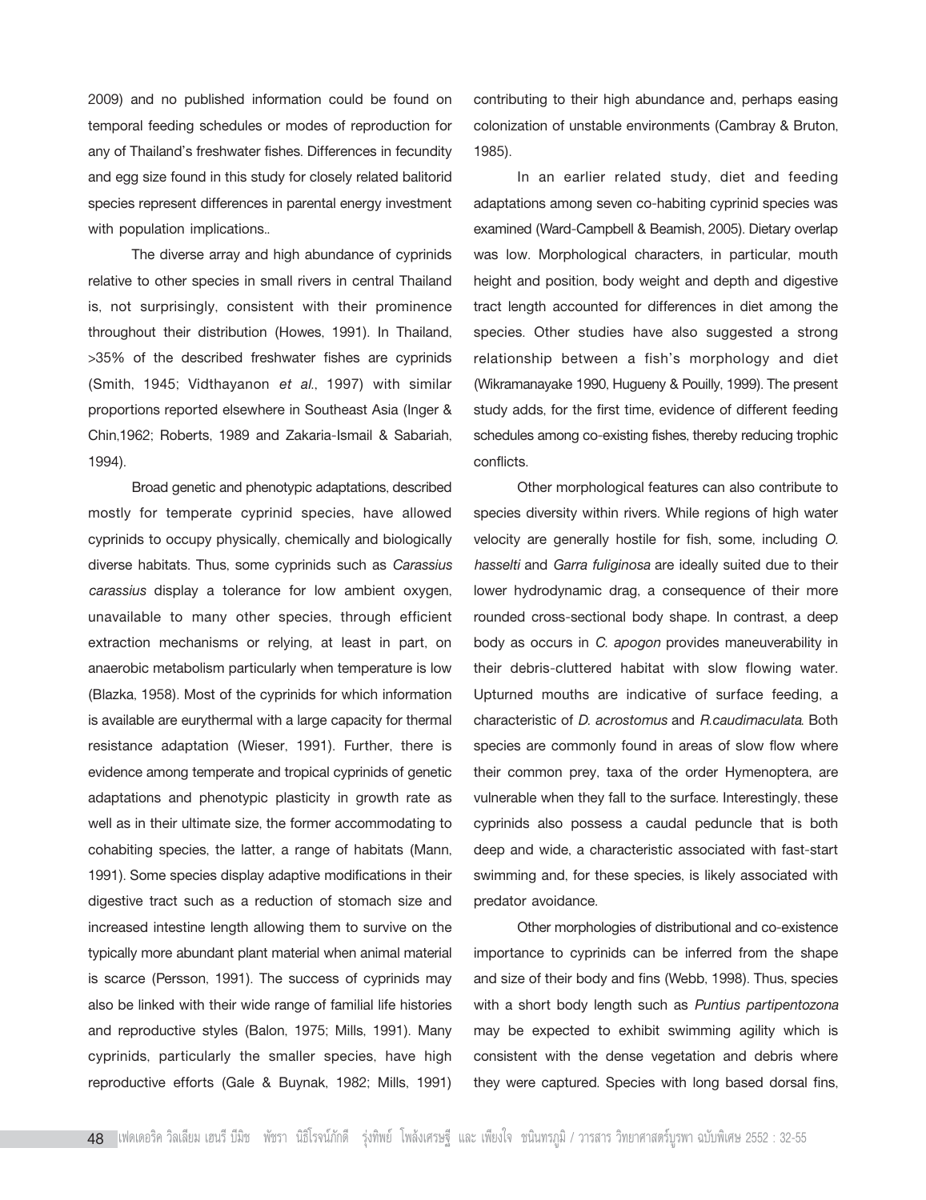2009) and no published information could be found on temporal feeding schedules or modes of reproduction for any of Thailand's freshwater fishes. Differences in fecundity and egg size found in this study for closely related balitorid species represent differences in parental energy investment with population implications..

The diverse array and high abundance of cyprinids relative to other species in small rivers in central Thailand is, not surprisingly, consistent with their prominence throughout their distribution (Howes, 1991). In Thailand, >35% of the described freshwater fishes are cyprinids (Smith, 1945; Vidthayanon *et al.*, 1997) with similar proportions reported elsewhere in Southeast Asia (Inger & Chin,1962; Roberts, 1989 and Zakaria-Ismail & Sabariah, 1994).

Broad genetic and phenotypic adaptations, described mostly for temperate cyprinid species, have allowed cyprinids to occupy physically, chemically and biologically diverse habitats. Thus, some cyprinids such as *Carassius carassius* display a tolerance for low ambient oxygen, unavailable to many other species, through efficient extraction mechanisms or relying, at least in part, on anaerobic metabolism particularly when temperature is low (Blazka, 1958). Most of the cyprinids for which information is available are eurythermal with a large capacity for thermal resistance adaptation (Wieser, 1991). Further, there is evidence among temperate and tropical cyprinids of genetic adaptations and phenotypic plasticity in growth rate as well as in their ultimate size, the former accommodating to cohabiting species, the latter, a range of habitats (Mann, 1991). Some species display adaptive modifications in their digestive tract such as a reduction of stomach size and increased intestine length allowing them to survive on the typically more abundant plant material when animal material is scarce (Persson, 1991). The success of cyprinids may also be linked with their wide range of familial life histories and reproductive styles (Balon, 1975; Mills, 1991). Many cyprinids, particularly the smaller species, have high reproductive efforts (Gale & Buynak, 1982; Mills, 1991) contributing to their high abundance and, perhaps easing colonization of unstable environments (Cambray & Bruton, 1985).

In an earlier related study, diet and feeding adaptations among seven co-habiting cyprinid species was examined (Ward-Campbell & Beamish, 2005). Dietary overlap was low. Morphological characters, in particular, mouth height and position, body weight and depth and digestive tract length accounted for differences in diet among the species. Other studies have also suggested a strong relationship between a fish's morphology and diet (Wikramanayake 1990, Hugueny & Pouilly, 1999). The present study adds, for the first time, evidence of different feeding schedules among co-existing fishes, thereby reducing trophic conflicts.

Other morphological features can also contribute to species diversity within rivers. While regions of high water velocity are generally hostile for fish, some, including *O. hasselti* and *Garra fuliginosa* are ideally suited due to their lower hydrodynamic drag, a consequence of their more rounded cross-sectional body shape. In contrast, a deep body as occurs in *C. apogon* provides maneuverability in their debris-cluttered habitat with slow flowing water. Upturned mouths are indicative of surface feeding, a characteristic of *D. acrostomus* and *R.caudimaculata*. Both species are commonly found in areas of slow flow where their common prey, taxa of the order Hymenoptera, are vulnerable when they fall to the surface. Interestingly, these cyprinids also possess a caudal peduncle that is both deep and wide, a characteristic associated with fast-start swimming and, for these species, is likely associated with predator avoidance.

Other morphologies of distributional and co-existence importance to cyprinids can be inferred from the shape and size of their body and fins (Webb, 1998). Thus, species with a short body length such as *Puntius partipentozona* may be expected to exhibit swimming agility which is consistent with the dense vegetation and debris where they were captured. Species with long based dorsal fins,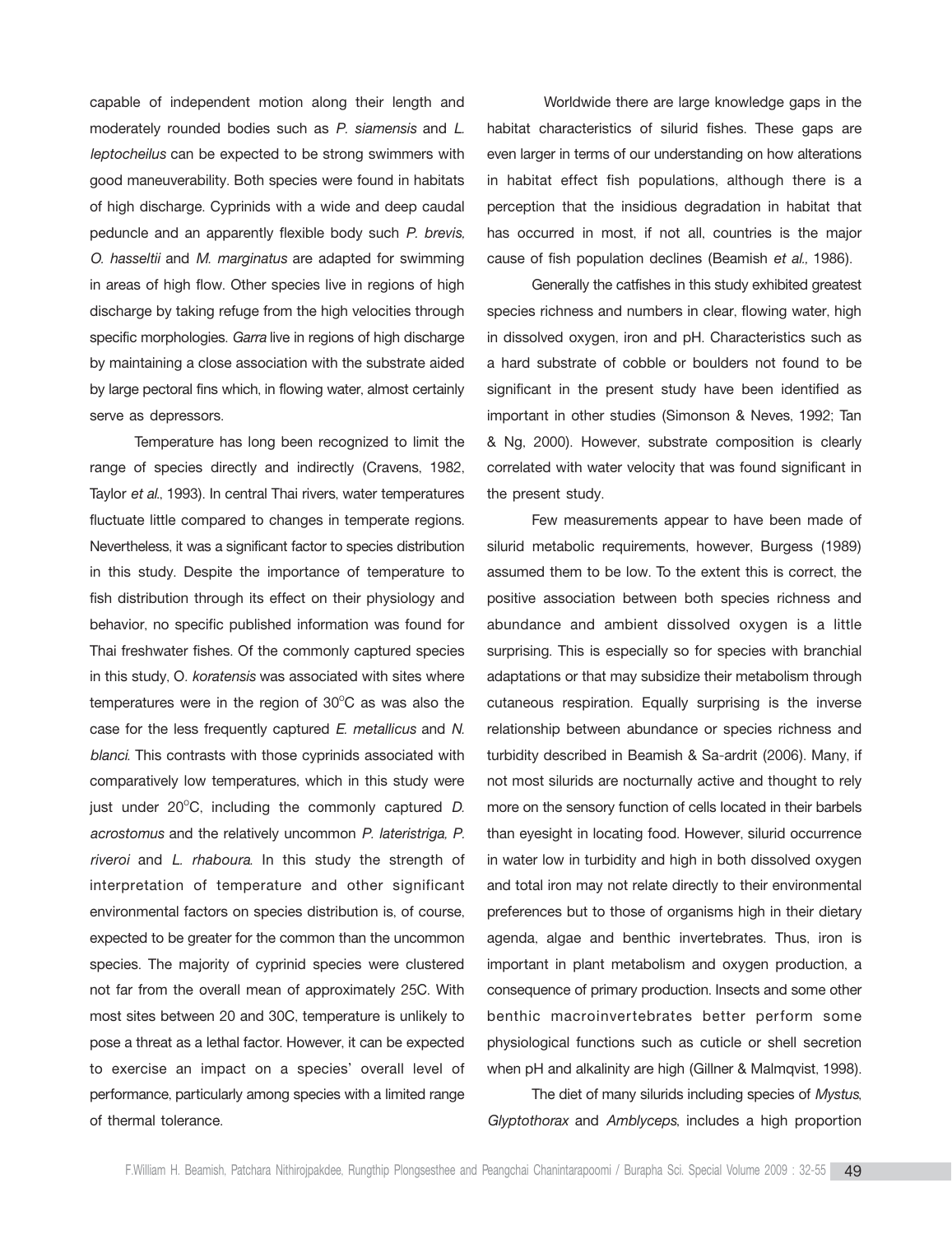capable of independent motion along their length and moderately rounded bodies such as *P. siamensis* and *L. leptocheilus* can be expected to be strong swimmers with good maneuverability. Both species were found in habitats of high discharge. Cyprinids with a wide and deep caudal peduncle and an apparently flexible body such *P. brevis, O. hasseltii* and *M. marginatus* are adapted for swimming in areas of high flow. Other species live in regions of high discharge by taking refuge from the high velocities through specific morphologies. *Garra* live in regions of high discharge by maintaining a close association with the substrate aided by large pectoral fins which, in flowing water, almost certainly serve as depressors.

Temperature has long been recognized to limit the range of species directly and indirectly (Cravens, 1982, Taylor *et al.*, 1993). In central Thai rivers, water temperatures fluctuate little compared to changes in temperate regions. Nevertheless, it was a significant factor to species distribution in this study. Despite the importance of temperature to fish distribution through its effect on their physiology and behavior, no specific published information was found for Thai freshwater fishes. Of the commonly captured species in this study, O. *koratensis* was associated with sites where temperatures were in the region of 30°C as was also the case for the less frequently captured *E. metallicus* and *N. blanci*. This contrasts with those cyprinids associated with comparatively low temperatures, which in this study were just under 20°C, including the commonly captured *D. acrostomus* and the relatively uncommon *P. lateristriga, P. riveroi* and *L. rhaboura*. In this study the strength of interpretation of temperature and other significant environmental factors on species distribution is, of course, expected to be greater for the common than the uncommon species. The majority of cyprinid species were clustered not far from the overall mean of approximately 25C. With most sites between 20 and 30C, temperature is unlikely to pose a threat as a lethal factor. However, it can be expected to exercise an impact on a species' overall level of performance, particularly among species with a limited range of thermal tolerance.

Worldwide there are large knowledge gaps in the habitat characteristics of silurid fishes. These gaps are even larger in terms of our understanding on how alterations in habitat effect fish populations, although there is a perception that the insidious degradation in habitat that has occurred in most, if not all, countries is the major cause of fish population declines (Beamish *et al.,* 1986).

Generally the catfishes in this study exhibited greatest species richness and numbers in clear, flowing water, high in dissolved oxygen, iron and pH. Characteristics such as a hard substrate of cobble or boulders not found to be significant in the present study have been identified as important in other studies (Simonson & Neves, 1992; Tan & Ng, 2000). However, substrate composition is clearly correlated with water velocity that was found significant in the present study.

Few measurements appear to have been made of silurid metabolic requirements, however, Burgess (1989) assumed them to be low. To the extent this is correct, the positive association between both species richness and abundance and ambient dissolved oxygen is a little surprising. This is especially so for species with branchial adaptations or that may subsidize their metabolism through cutaneous respiration. Equally surprising is the inverse relationship between abundance or species richness and turbidity described in Beamish & Sa-ardrit (2006). Many, if not most silurids are nocturnally active and thought to rely more on the sensory function of cells located in their barbels than eyesight in locating food. However, silurid occurrence in water low in turbidity and high in both dissolved oxygen and total iron may not relate directly to their environmental preferences but to those of organisms high in their dietary agenda, algae and benthic invertebrates. Thus, iron is important in plant metabolism and oxygen production, a consequence of primary production. Insects and some other benthic macroinvertebrates better perform some physiological functions such as cuticle or shell secretion when pH and alkalinity are high (Gillner & Malmqvist, 1998).

The diet of many silurids including species of *Mystus*, *Glyptothorax* and *Amblyceps*, includes a high proportion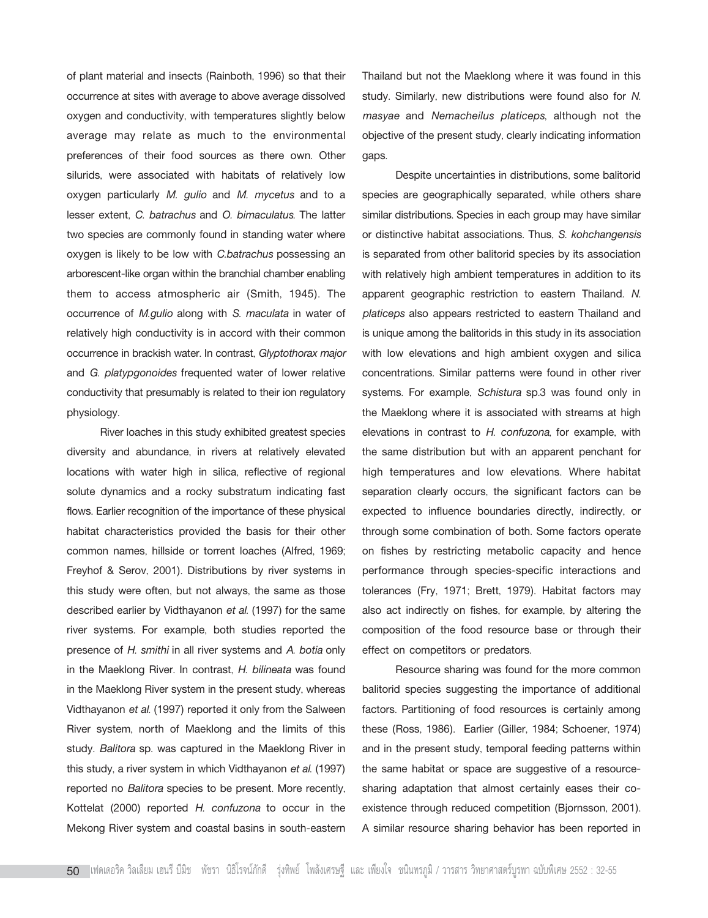of plant material and insects (Rainboth, 1996) so that their occurrence at sites with average to above average dissolved oxygen and conductivity, with temperatures slightly below average may relate as much to the environmental preferences of their food sources as there own. Other silurids, were associated with habitats of relatively low oxygen particularly *M. gulio* and *M. mycetus* and to a lesser extent, *C. batrachus* and *O. bimaculatus*. The latter two species are commonly found in standing water where oxygen is likely to be low with *C.batrachus* possessing an arborescent-like organ within the branchial chamber enabling them to access atmospheric air (Smith, 1945). The occurrence of *M.gulio* along with *S. maculata* in water of relatively high conductivity is in accord with their common occurrence in brackish water. In contrast, *Glyptothorax major* and *G. platypgonoides* frequented water of lower relative conductivity that presumably is related to their ion regulatory physiology.

River loaches in this study exhibited greatest species diversity and abundance, in rivers at relatively elevated locations with water high in silica, reflective of regional solute dynamics and a rocky substratum indicating fast flows. Earlier recognition of the importance of these physical habitat characteristics provided the basis for their other common names, hillside or torrent loaches (Alfred, 1969; Freyhof & Serov, 2001). Distributions by river systems in this study were often, but not always, the same as those described earlier by Vidthayanon *et al.* (1997) for the same river systems. For example, both studies reported the presence of *H. smithi* in all river systems and *A. botia* only in the Maeklong River. In contrast, *H. bilineata* was found in the Maeklong River system in the present study, whereas Vidthayanon *et al.* (1997) reported it only from the Salween River system, north of Maeklong and the limits of this study. *Balitora* sp. was captured in the Maeklong River in this study, a river system in which Vidthayanon *et al.* (1997) reported no *Balitora* species to be present. More recently, Kottelat (2000) reported *H. confuzona* to occur in the Mekong River system and coastal basins in south-eastern Thailand but not the Maeklong where it was found in this study. Similarly, new distributions were found also for *N. masyae* and *Nemacheilus platiceps*, although not the objective of the present study, clearly indicating information gaps.

Despite uncertainties in distributions, some balitorid species are geographically separated, while others share similar distributions. Species in each group may have similar or distinctive habitat associations. Thus, *S. kohchangensis* is separated from other balitorid species by its association with relatively high ambient temperatures in addition to its apparent geographic restriction to eastern Thailand. *N. platiceps* also appears restricted to eastern Thailand and is unique among the balitorids in this study in its association with low elevations and high ambient oxygen and silica concentrations. Similar patterns were found in other river systems. For example, *Schistura* sp.3 was found only in the Maeklong where it is associated with streams at high elevations in contrast to *H. confuzona*, for example, with the same distribution but with an apparent penchant for high temperatures and low elevations. Where habitat separation clearly occurs, the significant factors can be expected to influence boundaries directly, indirectly, or through some combination of both. Some factors operate on fishes by restricting metabolic capacity and hence performance through species-specific interactions and tolerances (Fry, 1971; Brett, 1979). Habitat factors may also act indirectly on fishes, for example, by altering the composition of the food resource base or through their effect on competitors or predators.

Resource sharing was found for the more common balitorid species suggesting the importance of additional factors. Partitioning of food resources is certainly among these (Ross, 1986). Earlier (Giller, 1984; Schoener, 1974) and in the present study, temporal feeding patterns within the same habitat or space are suggestive of a resource-sharing adaptation that almost certainly eases their co-existence through reduced competition (Bjornsson, 2001). A similar resource sharing behavior has been reported in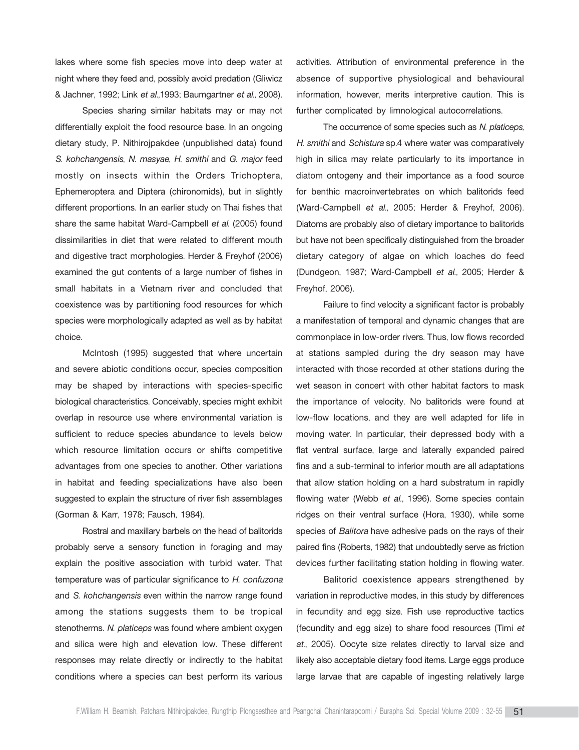lakes where some fish species move into deep water at night where they feed and, possibly avoid predation (Gliwicz & Jachner, 1992; Link *et al.*,1993; Baumgartner *et al.,* 2008).

Species sharing similar habitats may or may not differentially exploit the food resource base. In an ongoing dietary study, P. Nithirojpakdee (unpublished data) found *S. kohchangensis*, *N. masyae*, *H. smithi* and *G. major* feed mostly on insects within the Orders Trichoptera, Ephemeroptera and Diptera (chironomids), but in slightly different proportions. In an earlier study on Thai fishes that share the same habitat Ward-Campbell *et al.* (2005) found dissimilarities in diet that were related to different mouth and digestive tract morphologies. Herder & Freyhof (2006) examined the gut contents of a large number of fishes in small habitats in a Vietnam river and concluded that coexistence was by partitioning food resources for which species were morphologically adapted as well as by habitat choice.

McIntosh (1995) suggested that where uncertain and severe abiotic conditions occur, species composition may be shaped by interactions with species-specific biological characteristics. Conceivably, species might exhibit overlap in resource use where environmental variation is sufficient to reduce species abundance to levels below which resource limitation occurs or shifts competitive advantages from one species to another. Other variations in habitat and feeding specializations have also been suggested to explain the structure of river fish assemblages (Gorman & Karr, 1978; Fausch, 1984).

Rostral and maxillary barbels on the head of balitorids probably serve a sensory function in foraging and may explain the positive association with turbid water. That temperature was of particular significance to *H. confuzona* and *S. kohchangensis* even within the narrow range found among the stations suggests them to be tropical stenotherms. *N. platiceps* was found where ambient oxygen and silica were high and elevation low. These different responses may relate directly or indirectly to the habitat conditions where a species can best perform its various activities. Attribution of environmental preference in the absence of supportive physiological and behavioural information, however, merits interpretive caution. This is further complicated by limnological autocorrelations.

The occurrence of some species such as *N. platiceps, H. smithi* and *Schistura* sp.4 where water was comparatively high in silica may relate particularly to its importance in diatom ontogeny and their importance as a food source for benthic macroinvertebrates on which balitorids feed (Ward-Campbell *et al.,* 2005; Herder & Freyhof, 2006). Diatoms are probably also of dietary importance to balitorids but have not been specifically distinguished from the broader dietary category of algae on which loaches do feed (Dundgeon, 1987; Ward-Campbell *et al.,* 2005; Herder & Freyhof, 2006).

Failure to find velocity a significant factor is probably a manifestation of temporal and dynamic changes that are commonplace in low-order rivers. Thus, low flows recorded at stations sampled during the dry season may have interacted with those recorded at other stations during the wet season in concert with other habitat factors to mask the importance of velocity. No balitorids were found at low-flow locations, and they are well adapted for life in moving water. In particular, their depressed body with a flat ventral surface, large and laterally expanded paired fins and a sub-terminal to inferior mouth are all adaptations that allow station holding on a hard substratum in rapidly flowing water (Webb *et al.,* 1996). Some species contain ridges on their ventral surface (Hora, 1930), while some species of *Balitora* have adhesive pads on the rays of their paired fins (Roberts, 1982) that undoubtedly serve as friction devices further facilitating station holding in flowing water.

Balitorid coexistence appears strengthened by variation in reproductive modes, in this study by differences in fecundity and egg size. Fish use reproductive tactics (fecundity and egg size) to share food resources (Timi *et at.*, 2005). Oocyte size relates directly to larval size and likely also acceptable dietary food items. Large eggs produce large larvae that are capable of ingesting relatively large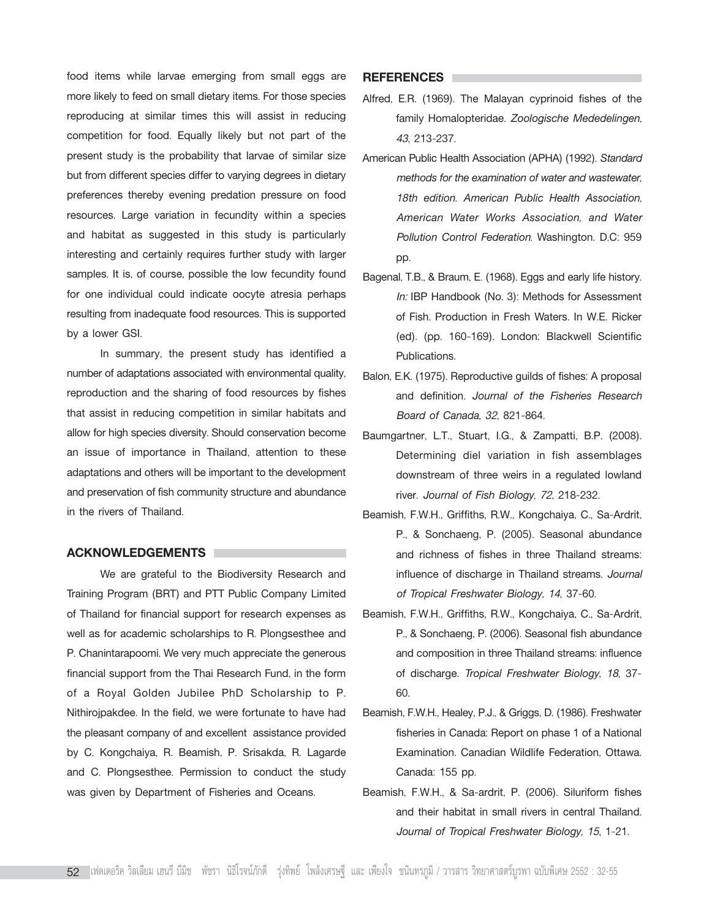food items while larvae emerging from small eggs are more likely to feed on small dietary items. For those species reproducing at similar times this will assist in reducing competition for food. Equally likely but not part of the present study is the probability that larvae of similar size but from different species differ to varying degrees in dietary preferences thereby evening predation pressure on food resources. Large variation in fecundity within a species and habitat as suggested in this study is particularly interesting and certainly requires further study with larger samples. It is, of course, possible the low fecundity found for one individual could indicate oocyte atresia perhaps resulting from inadequate food resources. This is supported by a lower GSI.

In summary, the present study has identified a number of adaptations associated with environmental quality, reproduction and the sharing of food resources by fishes that assist in reducing competition in similar habitats and allow for high species diversity. Should conservation become an issue of importance in Thailand, attention to these adaptations and others will be important to the development and preservation of fish community structure and abundance in the rivers of Thailand.

## ACKNOWLEDGEMENTS

We are grateful to the Biodiversity Research and Training Program (BRT) and PTT Public Company Limited of Thailand for financial support for research expenses as well as for academic scholarships to R. Plongsesthee and P. Chanintarapoomi. We very much appreciate the generous financial support from the Thai Research Fund, in the form of a Royal Golden Jubilee PhD Scholarship to P. Nithirojpakdee. In the field, we were fortunate to have had the pleasant company of and excellent assistance provided by C. Kongchaiya, R. Beamish, P. Srisakda, R. Lagarde and C. Plongsesthee. Permission to conduct the study was given by Department of Fisheries and Oceans.

## REFERENCES

Alfred, E.R. (1969). The Malayan cyprinoid fishes of the family Homalopteridae. *Zoologische Mededelingen, 43*, 213-237.

American Public Health Association (APHA) (1992). *Standard methods for the examination of water and wastewater, 18th edition. American Public Health Association, American Water Works Association, and Water Pollution Control Federation.* Washington. D.C: 959 pp.

Bagenal, T.B., & Braum, E. (1968). Eggs and early life history. *In:* IBP Handbook (No. 3): Methods for Assessment of Fish. Production in Fresh Waters. In W.E. Ricker (ed). (pp. 160-169). London: Blackwell Scientific Publications.

Balon, E.K. (1975). Reproductive guilds of fishes: A proposal and definition. *Journal of the Fisheries Research Board of Canada, 32*, 821-864.

Baumgartner, L.T., Stuart, I.G., & Zampatti, B.P. (2008). Determining diel variation in fish assemblages downstream of three weirs in a regulated lowland river. *Journal of Fish Biology, 72*, 218-232.

Beamish, F.W.H., Griffiths, R.W., Kongchaiya, C., Sa-Ardrit, P., & Sonchaeng, P. (2005). Seasonal abundance and richness of fishes in three Thailand streams: influence of discharge in Thailand streams. *Journal of Tropical Freshwater Biology*, *14*, 37-60.

Beamish, F.W.H., Griffiths, R.W., Kongchaiya, C., Sa-Ardrit, P., & Sonchaeng, P. (2006). Seasonal fish abundance and composition in three Thailand streams: influence of discharge. *Tropical Freshwater Biology, 18*, 37-60.

Beamish, F.W.H., Healey, P.J., & Griggs, D. (1986). Freshwater fisheries in Canada: Report on phase 1 of a National Examination. Canadian Wildlife Federation, Ottawa. Canada: 155 pp.

Beamish, F.W.H., & Sa-ardrit, P. (2006). Siluriform fishes and their habitat in small rivers in central Thailand. *Journal of Tropical Freshwater Biology, 15*, 1-21.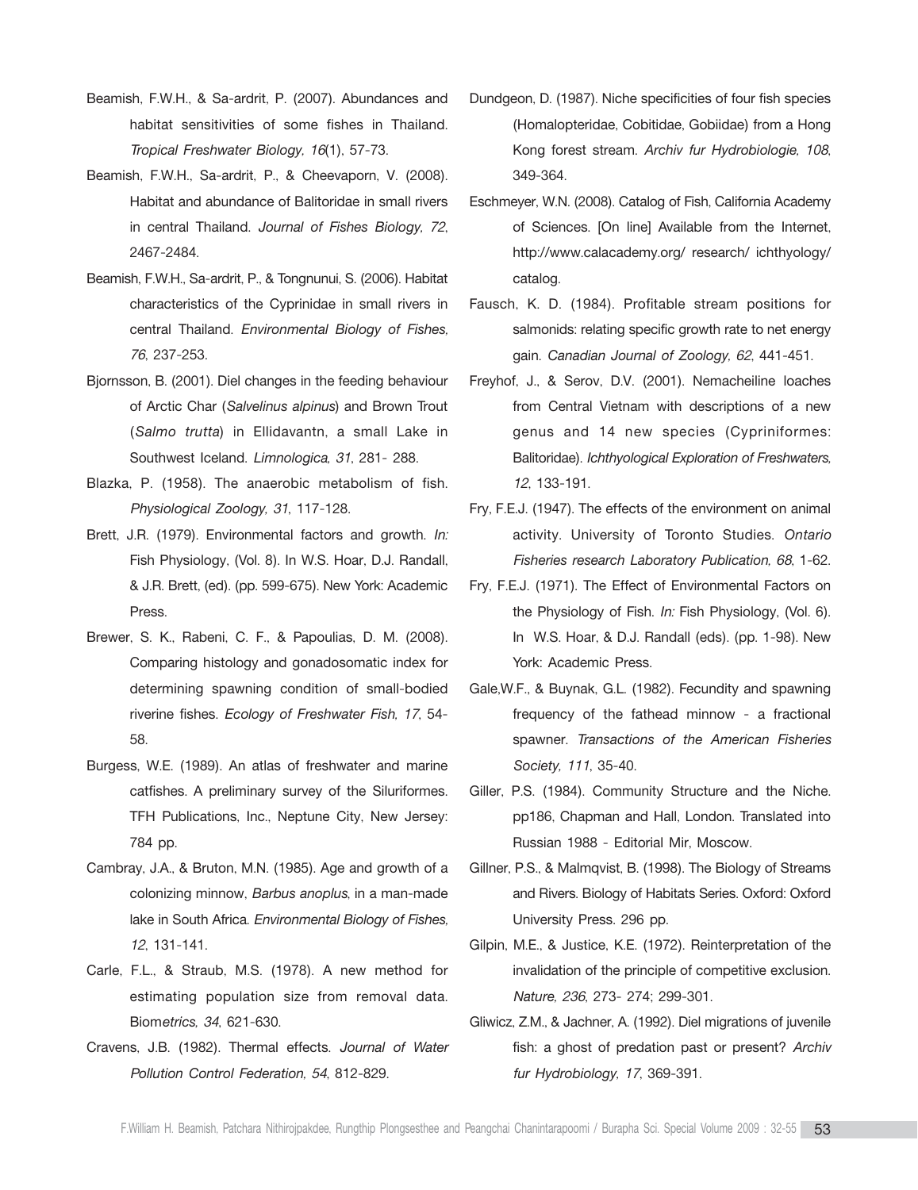Beamish, F.W.H., & Sa-ardrit, P. (2007). Abundances and habitat sensitivities of some fishes in Thailand. *Tropical Freshwater Biology, 16*(1), 57-73.

Beamish, F.W.H., Sa-ardrit, P., & Cheevaporn, V. (2008). Habitat and abundance of Balitoridae in small rivers in central Thailand. *Journal of Fishes Biology, 72*, 2467-2484.

Beamish, F.W.H., Sa-ardrit, P., & Tongnunui, S. (2006). Habitat characteristics of the Cyprinidae in small rivers in central Thailand. *Environmental Biology of Fishes, 76*, 237-253.

Bjornsson, B. (2001). Diel changes in the feeding behaviour of Arctic Char (*Salvelinus alpinus*) and Brown Trout (*Salmo trutta*) in Ellidavantn, a small Lake in Southwest Iceland. *Limnologica, 31*, 281- 288.

Blazka, P. (1958). The anaerobic metabolism of fish. *Physiological Zoology, 31*, 117-128.

Brett, J.R. (1979). Environmental factors and growth. *In:* Fish Physiology, (Vol. 8). In W.S. Hoar, D.J. Randall, & J.R. Brett, (ed). (pp. 599-675). New York: Academic Press.

Brewer, S. K., Rabeni, C. F., & Papoulias, D. M. (2008). Comparing histology and gonadosomatic index for determining spawning condition of small-bodied riverine fishes. *Ecology of Freshwater Fish, 17*, 54-58.

Burgess, W.E. (1989). An atlas of freshwater and marine catfishes. A preliminary survey of the Siluriformes. TFH Publications, Inc., Neptune City, New Jersey: 784 pp.

Cambray, J.A., & Bruton, M.N. (1985). Age and growth of a colonizing minnow, *Barbus anoplus*, in a man-made lake in South Africa. *Environmental Biology of Fishes, 12*, 131-141.

Carle, F.L., & Straub, M.S. (1978). A new method for estimating population size from removal data. Biom*etrics, 34*, 621-630.

Cravens, J.B. (1982). Thermal effects. *Journal of Water Pollution Control Federation, 54*, 812-829.

Dundgeon, D. (1987). Niche specificities of four fish species (Homalopteridae, Cobitidae, Gobiidae) from a Hong Kong forest stream. *Archiv fur Hydrobiologie, 108*, 349-364.

Eschmeyer, W.N. (2008). Catalog of Fish, California Academy of Sciences. [On line] Available from the Internet, http://www.calacademy.org/ research/ ichthyology/ catalog.

Fausch, K. D. (1984). Profitable stream positions for salmonids: relating specific growth rate to net energy gain. *Canadian Journal of Zoology, 62*, 441-451.

Freyhof, J., & Serov, D.V. (2001). Nemacheiline loaches from Central Vietnam with descriptions of a new genus and 14 new species (Cypriniformes: Balitoridae). *Ichthyological Exploration of Freshwaters, 12*, 133-191.

Fry, F.E.J. (1947). The effects of the environment on animal activity. University of Toronto Studies. *Ontario Fisheries research Laboratory Publication, 68*, 1-62.

Fry, F.E.J. (1971). The Effect of Environmental Factors on the Physiology of Fish. *In:* Fish Physiology, (Vol. 6). In W.S. Hoar, & D.J. Randall (eds). (pp. 1-98). New York: Academic Press.

Gale,W.F., & Buynak, G.L. (1982). Fecundity and spawning frequency of the fathead minnow - a fractional spawner. *Transactions of the American Fisheries Society, 111*, 35-40.

Giller, P.S. (1984). Community Structure and the Niche. pp186, Chapman and Hall, London. Translated into Russian 1988 - Editorial Mir, Moscow.

Gillner, P.S., & Malmqvist, B. (1998). The Biology of Streams and Rivers. Biology of Habitats Series. Oxford: Oxford University Press. 296 pp.

Gilpin, M.E., & Justice, K.E. (1972). Reinterpretation of the invalidation of the principle of competitive exclusion. *Nature, 236*, 273- 274; 299-301.

Gliwicz, Z.M., & Jachner, A. (1992). Diel migrations of juvenile fish: a ghost of predation past or present? *Archiv fur Hydrobiology, 17*, 369-391.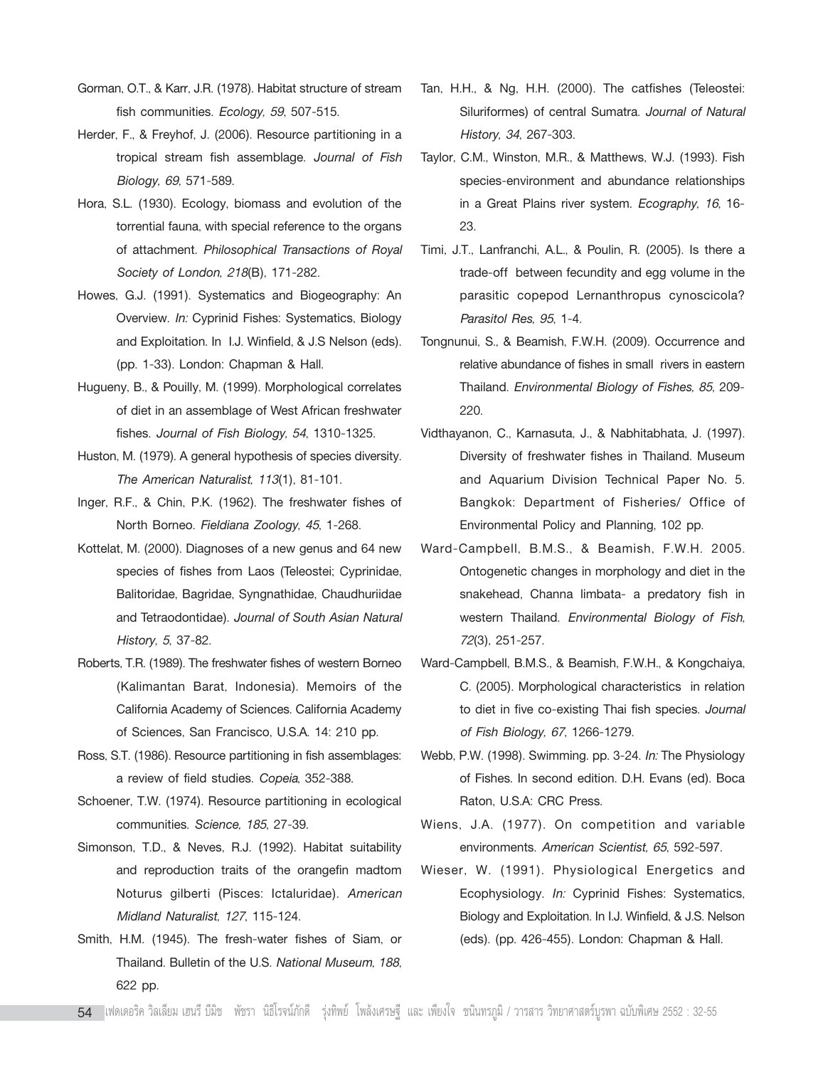Gorman, O.T., & Karr, J.R. (1978). Habitat structure of stream fish communities. *Ecology, 59*, 507-515.

Herder, F., & Freyhof, J. (2006). Resource partitioning in a tropical stream fish assemblage. *Journal of Fish Biology, 69*, 571-589.

Hora, S.L. (1930). Ecology, biomass and evolution of the torrential fauna, with special reference to the organs of attachment. *Philosophical Transactions of Royal Society of London, 218*(B), 171-282.

Howes, G.J. (1991). Systematics and Biogeography: An Overview. *In:* Cyprinid Fishes: Systematics, Biology and Exploitation. In I.J. Winfield, & J.S Nelson (eds). (pp. 1-33). London: Chapman & Hall.

Hugueny, B., & Pouilly, M. (1999). Morphological correlates of diet in an assemblage of West African freshwater fishes. *Journal of Fish Biology, 54*, 1310-1325.

Huston, M. (1979). A general hypothesis of species diversity. *The American Naturalist, 113*(1), 81-101.

Inger, R.F., & Chin, P.K. (1962). The freshwater fishes of North Borneo. *Fieldiana Zoology, 45*, 1-268.

Kottelat, M. (2000). Diagnoses of a new genus and 64 new species of fishes from Laos (Teleostei; Cyprinidae, Balitoridae, Bagridae, Syngnathidae, Chaudhuriidae and Tetraodontidae). *Journal of South Asian Natural History, 5*, 37-82.

Roberts, T.R. (1989). The freshwater fishes of western Borneo (Kalimantan Barat, Indonesia). Memoirs of the California Academy of Sciences. California Academy of Sciences, San Francisco, U.S.A. 14: 210 pp.

Ross, S.T. (1986). Resource partitioning in fish assemblages: a review of field studies. *Copeia*, 352-388.

Schoener, T.W. (1974). Resource partitioning in ecological communities. *Science, 185*, 27-39.

Simonson, T.D., & Neves, R.J. (1992). Habitat suitability and reproduction traits of the orangefin madtom Noturus gilberti (Pisces: Ictaluridae). *American Midland Naturalist, 127*, 115-124.

Smith, H.M. (1945). The fresh-water fishes of Siam, or Thailand. Bulletin of the U.S. *National Museum, 188*, 622 pp.

Tan, H.H., & Ng, H.H. (2000). The catfishes (Teleostei: Siluriformes) of central Sumatra. *Journal of Natural History, 34*, 267-303.

Taylor, C.M., Winston, M.R., & Matthews, W.J. (1993). Fish species-environment and abundance relationships in a Great Plains river system. *Ecography, 16*, 16-23.

Timi, J.T., Lanfranchi, A.L., & Poulin, R. (2005). Is there a trade-off between fecundity and egg volume in the parasitic copepod Lernanthropus cynoscicola? *Parasitol Res, 95*, 1-4.

Tongnunui, S., & Beamish, F.W.H. (2009). Occurrence and relative abundance of fishes in small rivers in eastern Thailand. *Environmental Biology of Fishes, 85*, 209-220.

Vidthayanon, C., Karnasuta, J., & Nabhitabhata, J. (1997). Diversity of freshwater fishes in Thailand. Museum and Aquarium Division Technical Paper No. 5. Bangkok: Department of Fisheries/ Office of Environmental Policy and Planning, 102 pp.

Ward-Campbell, B.M.S., & Beamish, F.W.H. 2005. Ontogenetic changes in morphology and diet in the snakehead, Channa limbata- a predatory fish in western Thailand. *Environmental Biology of Fish, 72*(3), 251-257.

Ward-Campbell, B.M.S., & Beamish, F.W.H., & Kongchaiya, C. (2005). Morphological characteristics in relation to diet in five co-existing Thai fish species. *Journal of Fish Biology, 67*, 1266-1279.

Webb, P.W. (1998). Swimming. pp. 3-24. *In:* The Physiology of Fishes. In second edition. D.H. Evans (ed). Boca Raton, U.S.A: CRC Press.

Wiens, J.A. (1977). On competition and variable environments. *American Scientist, 65*, 592-597.

Wieser, W. (1991). Physiological Energetics and Ecophysiology. *In:* Cyprinid Fishes: Systematics, Biology and Exploitation. In I.J. Winfield, & J.S. Nelson (eds). (pp. 426-455). London: Chapman & Hall.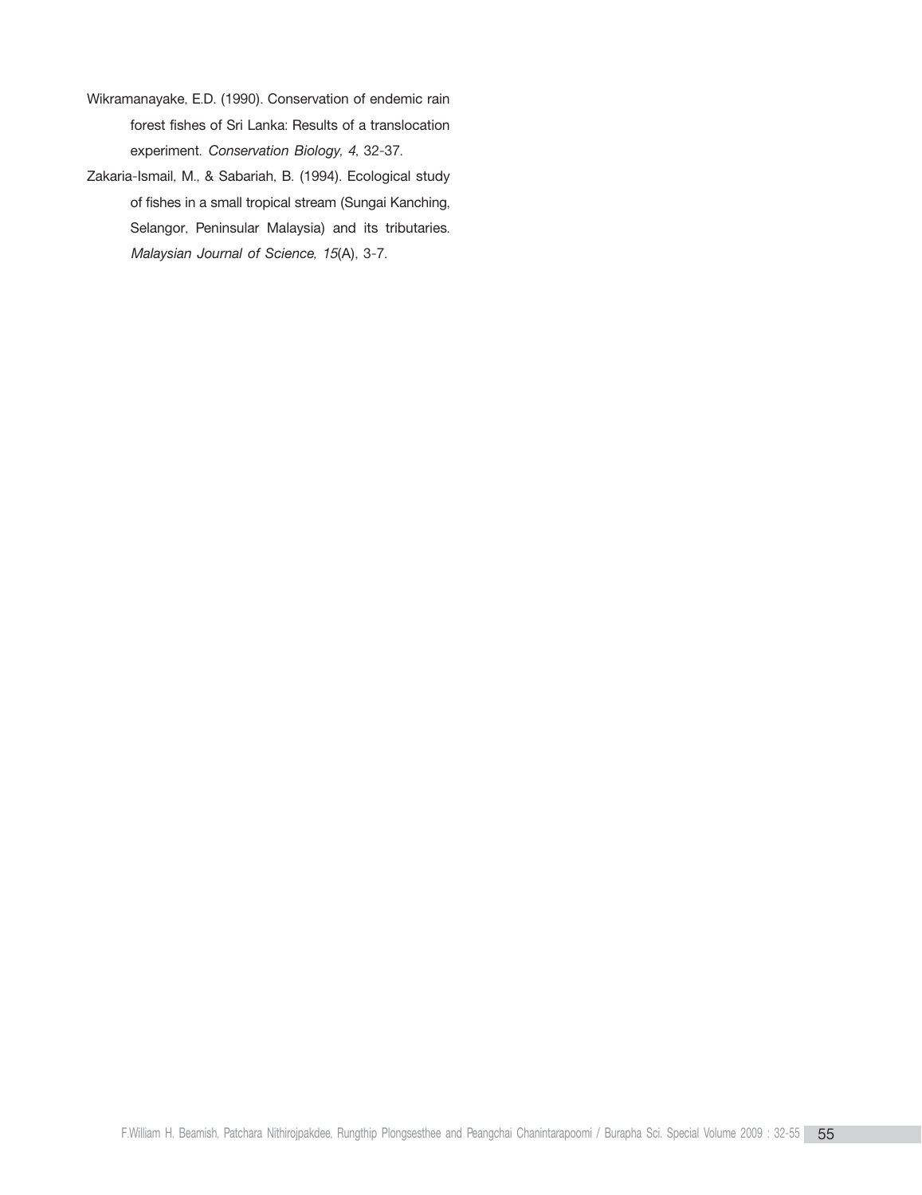Wikramanayake, E.D. (1990). Conservation of endemic rain forest fishes of Sri Lanka: Results of a translocation experiment. *Conservation Biology, 4*, 32-37.

Zakaria-Ismail, M., & Sabariah, B. (1994). Ecological study of fishes in a small tropical stream (Sungai Kanching, Selangor, Peninsular Malaysia) and its tributaries. *Malaysian Journal of Science, 15*(A), 3-7.